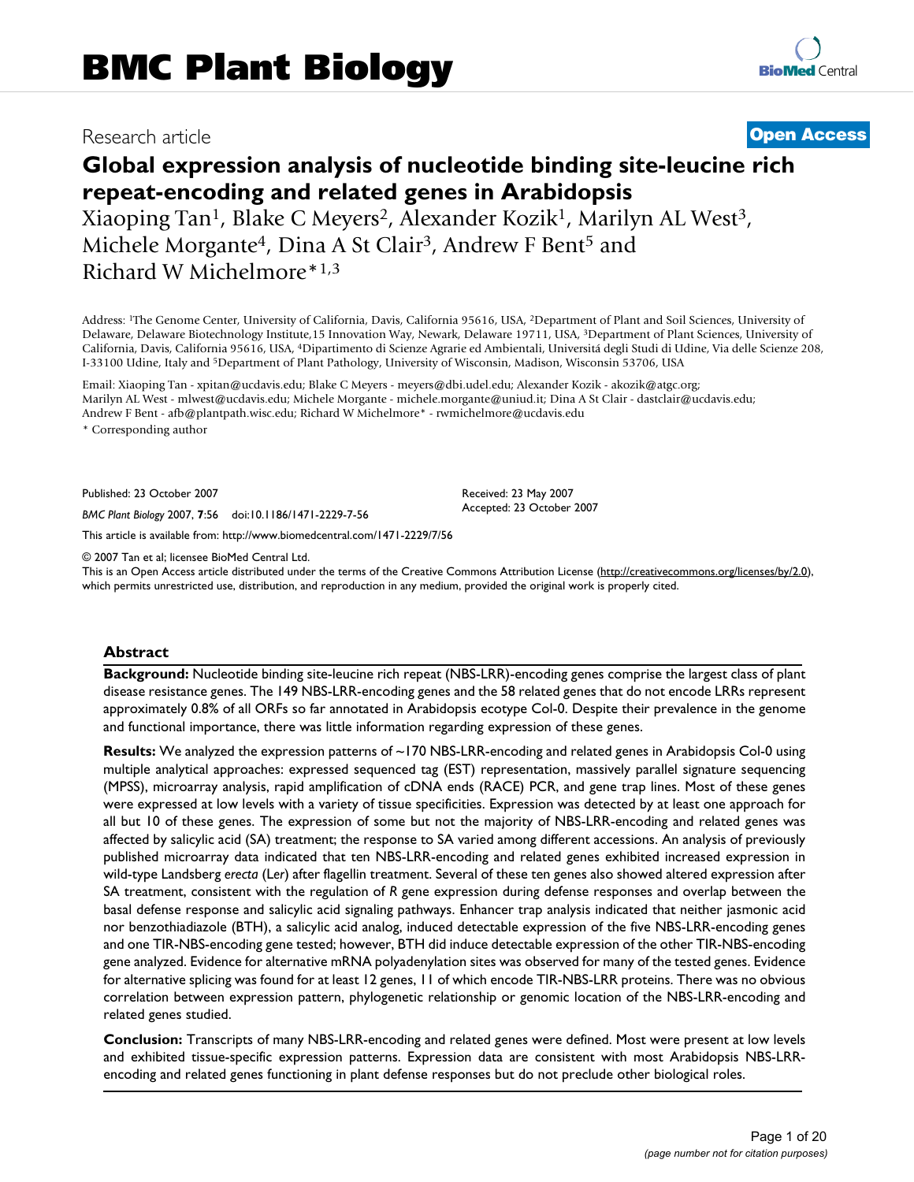# BMC Plant Biology

Research article

**Open Access**

## Global expression analysis of nucleotide binding site-leucine rich repeat-encoding and related genes in Arabidopsis

Xiaoping Tan[1], Blake C Meyers[2], Alexander Kozik[1], Marilyn AL West[3], Michele Morgante[4], Dina A St Clair[3], Andrew F Bent[5] and Richard W Michelmore*[1,3]

Address: [1]The Genome Center, University of California, Davis, California 95616, USA, [2]Department of Plant and Soil Sciences, University of Delaware, Delaware Biotechnology Institute,15 Innovation Way, Newark, Delaware 19711, USA, [3]Department of Plant Sciences, University of California, Davis, California 95616, USA, [4]Dipartimento di Scienze Agrarie ed Ambientali, Universitá degli Studi di Udine, Via delle Scienze 208, I-33100 Udine, Italy and [5]Department of Plant Pathology, University of Wisconsin, Madison, Wisconsin 53706, USA

Email: Xiaoping Tan - xpitan@ucdavis.edu; Blake C Meyers - meyers@dbi.udel.edu; Alexander Kozik - akozik@atgc.org; Marilyn AL West - mlwest@ucdavis.edu; Michele Morgante - michele.morgante@uniud.it; Dina A St Clair - dastclair@ucdavis.edu; Andrew F Bent - afb@plantpath.wisc.edu; Richard W Michelmore* - rwmichelmore@ucdavis.edu

\* Corresponding author

Published: 23 October 2007

*BMC Plant Biology* 2007, **7**:56 doi:10.1186/1471-2229-7-56

Received: 23 May 2007
Accepted: 23 October 2007

This article is available from: http://www.biomedcentral.com/1471-2229/7/56

© 2007 Tan et al; licensee BioMed Central Ltd.
This is an Open Access article distributed under the terms of the Creative Commons Attribution License (http://creativecommons.org/licenses/by/2.0), which permits unrestricted use, distribution, and reproduction in any medium, provided the original work is properly cited.

### Abstract

**Background:** Nucleotide binding site-leucine rich repeat (NBS-LRR)-encoding genes comprise the largest class of plant disease resistance genes. The 149 NBS-LRR-encoding genes and the 58 related genes that do not encode LRRs represent approximately 0.8% of all ORFs so far annotated in Arabidopsis ecotype Col-0. Despite their prevalence in the genome and functional importance, there was little information regarding expression of these genes.

**Results:** We analyzed the expression patterns of ~170 NBS-LRR-encoding and related genes in Arabidopsis Col-0 using multiple analytical approaches: expressed sequenced tag (EST) representation, massively parallel signature sequencing (MPSS), microarray analysis, rapid amplification of cDNA ends (RACE) PCR, and gene trap lines. Most of these genes were expressed at low levels with a variety of tissue specificities. Expression was detected by at least one approach for all but 10 of these genes. The expression of some but not the majority of NBS-LRR-encoding and related genes was affected by salicylic acid (SA) treatment; the response to SA varied among different accessions. An analysis of previously published microarray data indicated that ten NBS-LRR-encoding and related genes exhibited increased expression in wild-type Landsberg *erecta* (L*er*) after flagellin treatment. Several of these ten genes also showed altered expression after SA treatment, consistent with the regulation of *R* gene expression during defense responses and overlap between the basal defense response and salicylic acid signaling pathways. Enhancer trap analysis indicated that neither jasmonic acid nor benzothiadiazole (BTH), a salicylic acid analog, induced detectable expression of the five NBS-LRR-encoding genes and one TIR-NBS-encoding gene tested; however, BTH did induce detectable expression of the other TIR-NBS-encoding gene analyzed. Evidence for alternative mRNA polyadenylation sites was observed for many of the tested genes. Evidence for alternative splicing was found for at least 12 genes, 11 of which encode TIR-NBS-LRR proteins. There was no obvious correlation between expression pattern, phylogenetic relationship or genomic location of the NBS-LRR-encoding and related genes studied.

**Conclusion:** Transcripts of many NBS-LRR-encoding and related genes were defined. Most were present at low levels and exhibited tissue-specific expression patterns. Expression data are consistent with most Arabidopsis NBS-LRR-encoding and related genes functioning in plant defense responses but do not preclude other biological roles.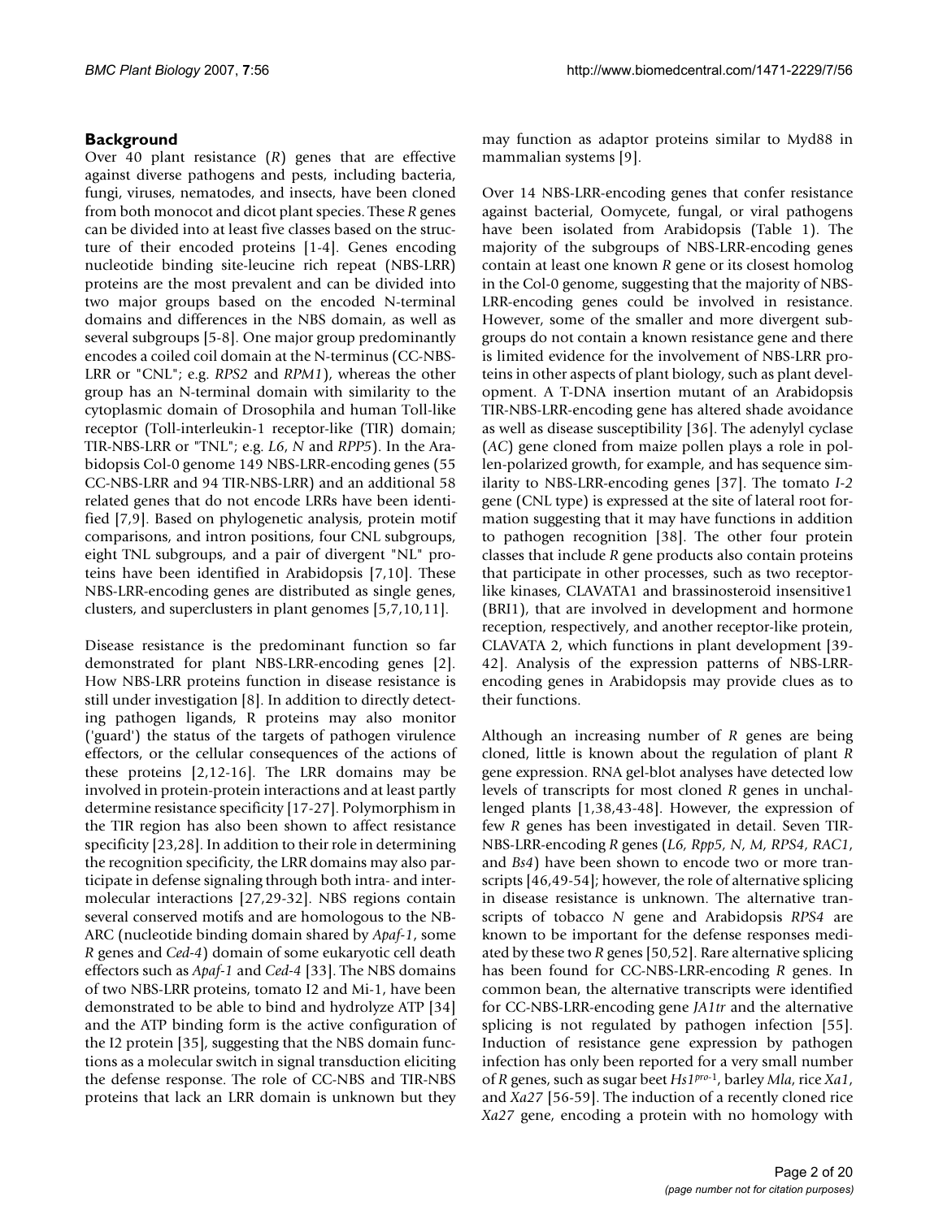## Background

Over 40 plant resistance (*R*) genes that are effective against diverse pathogens and pests, including bacteria, fungi, viruses, nematodes, and insects, have been cloned from both monocot and dicot plant species. These *R* genes can be divided into at least five classes based on the structure of their encoded proteins [1-4]. Genes encoding nucleotide binding site-leucine rich repeat (NBS-LRR) proteins are the most prevalent and can be divided into two major groups based on the encoded N-terminal domains and differences in the NBS domain, as well as several subgroups [5-8]. One major group predominantly encodes a coiled coil domain at the N-terminus (CC-NBS-LRR or "CNL"; e.g. *RPS2* and *RPM1*), whereas the other group has an N-terminal domain with similarity to the cytoplasmic domain of Drosophila and human Toll-like receptor (Toll-interleukin-1 receptor-like (TIR) domain; TIR-NBS-LRR or "TNL"; e.g. *L6*, *N* and *RPP5*). In the Arabidopsis Col-0 genome 149 NBS-LRR-encoding genes (55 CC-NBS-LRR and 94 TIR-NBS-LRR) and an additional 58 related genes that do not encode LRRs have been identified [7,9]. Based on phylogenetic analysis, protein motif comparisons, and intron positions, four CNL subgroups, eight TNL subgroups, and a pair of divergent "NL" proteins have been identified in Arabidopsis [7,10]. These NBS-LRR-encoding genes are distributed as single genes, clusters, and superclusters in plant genomes [5,7,10,11].

Disease resistance is the predominant function so far demonstrated for plant NBS-LRR-encoding genes [2]. How NBS-LRR proteins function in disease resistance is still under investigation [8]. In addition to directly detecting pathogen ligands, R proteins may also monitor ('guard') the status of the targets of pathogen virulence effectors, or the cellular consequences of the actions of these proteins [2,12-16]. The LRR domains may be involved in protein-protein interactions and at least partly determine resistance specificity [17-27]. Polymorphism in the TIR region has also been shown to affect resistance specificity [23,28]. In addition to their role in determining the recognition specificity, the LRR domains may also participate in defense signaling through both intra- and intermolecular interactions [27,29-32]. NBS regions contain several conserved motifs and are homologous to the NB-ARC (nucleotide binding domain shared by *Apaf-1*, some *R* genes and *Ced-4*) domain of some eukaryotic cell death effectors such as *Apaf-1* and *Ced-4* [33]. The NBS domains of two NBS-LRR proteins, tomato I2 and Mi-1, have been demonstrated to be able to bind and hydrolyze ATP [34] and the ATP binding form is the active configuration of the I2 protein [35], suggesting that the NBS domain functions as a molecular switch in signal transduction eliciting the defense response. The role of CC-NBS and TIR-NBS proteins that lack an LRR domain is unknown but they may function as adaptor proteins similar to Myd88 in mammalian systems [9].

Over 14 NBS-LRR-encoding genes that confer resistance against bacterial, Oomycete, fungal, or viral pathogens have been isolated from Arabidopsis (Table 1). The majority of the subgroups of NBS-LRR-encoding genes contain at least one known *R* gene or its closest homolog in the Col-0 genome, suggesting that the majority of NBS-LRR-encoding genes could be involved in resistance. However, some of the smaller and more divergent subgroups do not contain a known resistance gene and there is limited evidence for the involvement of NBS-LRR proteins in other aspects of plant biology, such as plant development. A T-DNA insertion mutant of an Arabidopsis TIR-NBS-LRR-encoding gene has altered shade avoidance as well as disease susceptibility [36]. The adenylyl cyclase (*AC*) gene cloned from maize pollen plays a role in pollen-polarized growth, for example, and has sequence similarity to NBS-LRR-encoding genes [37]. The tomato *I-2* gene (CNL type) is expressed at the site of lateral root formation suggesting that it may have functions in addition to pathogen recognition [38]. The other four protein classes that include *R* gene products also contain proteins that participate in other processes, such as two receptor-like kinases, CLAVATA1 and brassinosteroid insensitive1 (BRI1), that are involved in development and hormone reception, respectively, and another receptor-like protein, CLAVATA 2, which functions in plant development [39-42]. Analysis of the expression patterns of NBS-LRR-encoding genes in Arabidopsis may provide clues as to their functions.

Although an increasing number of *R* genes are being cloned, little is known about the regulation of plant *R* gene expression. RNA gel-blot analyses have detected low levels of transcripts for most cloned *R* genes in unchallenged plants [1,38,43-48]. However, the expression of few *R* genes has been investigated in detail. Seven TIR-NBS-LRR-encoding *R* genes (*L6*, *Rpp5*, *N*, *M*, *RPS4*, *RAC1*, and *Bs4*) have been shown to encode two or more transcripts [46,49-54]; however, the role of alternative splicing in disease resistance is unknown. The alternative transcripts of tobacco *N* gene and Arabidopsis *RPS4* are known to be important for the defense responses mediated by these two *R* genes [50,52]. Rare alternative splicing has been found for CC-NBS-LRR-encoding *R* genes. In common bean, the alternative transcripts were identified for CC-NBS-LRR-encoding gene *JA1tr* and the alternative splicing is not regulated by pathogen infection [55]. Induction of resistance gene expression by pathogen infection has only been reported for a very small number of *R* genes, such as sugar beet *Hs1$^{pro\text{-}1}$*, barley *Mla*, rice *Xa1*, and *Xa27* [56-59]. The induction of a recently cloned rice *Xa27* gene, encoding a protein with no homology with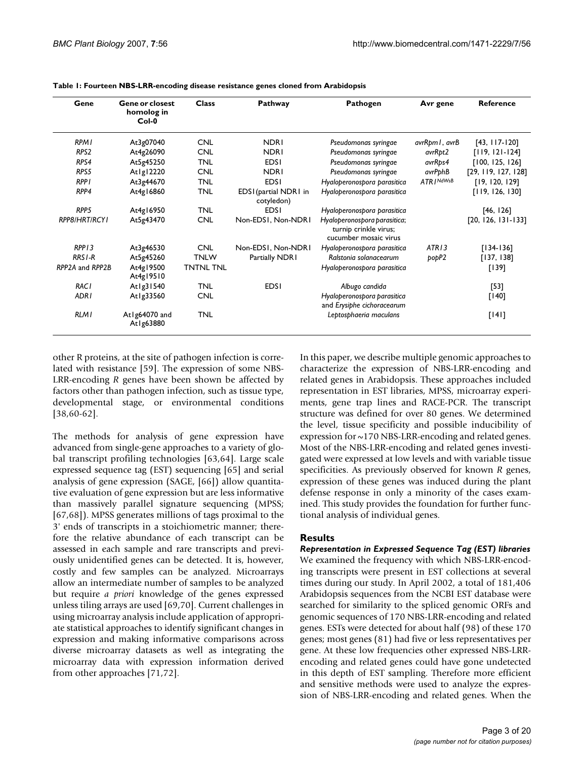**Table 1: Fourteen NBS-LRR-encoding disease resistance genes cloned from Arabidopsis**

| Gene | Gene or closest homolog in Col-0 | Class | Pathway | Pathogen | Avr gene | Reference |
|---|---|---|---|---|---|---|
| *RPM1* | At3g07040 | CNL | NDR1 | *Pseudomonas syringae* | *avrRpm1*, *avrB* | [43, 117-120] |
| *RPS2* | At4g26090 | CNL | NDR1 | *Pseudomonas syringae* | *avrRpt2* | [119, 121-124] |
| *RPS4* | At5g45250 | TNL | EDS1 | *Pseudomonas syringae* | *avrRps4* | [100, 125, 126] |
| *RPS5* | At1g12220 | CNL | NDR1 | *Pseudomonas syringae* | *avrPphB* | [29, 119, 127, 128] |
| *RPP1* | At3g44670 | TNL | EDS1 | *Hyaloperonospora parasitica* | *ATR1*[NdWsB] | [19, 120, 129] |
| *RPP4* | At4g16860 | TNL | EDS1(partial NDR1 in cotyledon) | *Hyaloperonospora parasitica* | | [119, 126, 130] |
| *RPP5* | At4g16950 | TNL | EDS1 | *Hyaloperonospora parasitica* | | [46, 126] |
| *RPP8/HRT/RCY1* | At5g43470 | CNL | Non-EDS1, Non-NDR1 | *Hyaloperonospora parasitica*; turnip crinkle virus; cucumber mosaic virus | | [20, 126, 131-133] |
| *RPP13* | At3g46530 | CNL | Non-EDS1, Non-NDR1 | *Hyaloperonospora parasitica* | *ATR13* | [134-136] |
| *RRS1-R* | At5g45260 | TNLW | Partially NDR1 | *Ralstonia solanacearum* | *popP2* | [137, 138] |
| *RPP2A* and *RPP2B* | At4g19500 At4g19510 | TNTNL TNL | | *Hyaloperonospora parasitica* | | [139] |
| *RAC1* | At1g31540 | TNL | EDS1 | *Albugo candida* | | [53] |
| *ADR1* | At1g33560 | CNL | | *Hyaloperonospora parasitica* and *Erysiphe cichoracearum* | | [140] |
| *RLM1* | At1g64070 and At1g63880 | TNL | | *Leptosphaeria maculans* | | [141] |

other R proteins, at the site of pathogen infection is correlated with resistance [59]. The expression of some NBS-LRR-encoding *R* genes have been shown be affected by factors other than pathogen infection, such as tissue type, developmental stage, or environmental conditions [38,60-62].

The methods for analysis of gene expression have advanced from single-gene approaches to a variety of global transcript profiling technologies [63,64]. Large scale expressed sequence tag (EST) sequencing [65] and serial analysis of gene expression (SAGE, [66]) allow quantitative evaluation of gene expression but are less informative than massively parallel signature sequencing (MPSS; [67,68]). MPSS generates millions of tags proximal to the 3' ends of transcripts in a stoichiometric manner; therefore the relative abundance of each transcript can be assessed in each sample and rare transcripts and previously unidentified genes can be detected. It is, however, costly and few samples can be analyzed. Microarrays allow an intermediate number of samples to be analyzed but require *a priori* knowledge of the genes expressed unless tiling arrays are used [69,70]. Current challenges in using microarray analysis include application of appropriate statistical approaches to identify significant changes in expression and making informative comparisons across diverse microarray datasets as well as integrating the microarray data with expression information derived from other approaches [71,72].

In this paper, we describe multiple genomic approaches to characterize the expression of NBS-LRR-encoding and related genes in Arabidopsis. These approaches included representation in EST libraries, MPSS, microarray experiments, gene trap lines and RACE-PCR. The transcript structure was defined for over 80 genes. We determined the level, tissue specificity and possible inducibility of expression for ~170 NBS-LRR-encoding and related genes. Most of the NBS-LRR-encoding and related genes investigated were expressed at low levels and with variable tissue specificities. As previously observed for known *R* genes, expression of these genes was induced during the plant defense response in only a minority of the cases examined. This study provides the foundation for further functional analysis of individual genes.

## Results

### *Representation in Expressed Sequence Tag (EST) libraries*

We examined the frequency with which NBS-LRR-encoding transcripts were present in EST collections at several times during our study. In April 2002, a total of 181,406 Arabidopsis sequences from the NCBI EST database were searched for similarity to the spliced genomic ORFs and genomic sequences of 170 NBS-LRR-encoding and related genes. ESTs were detected for about half (98) of these 170 genes; most genes (81) had five or less representatives per gene. At these low frequencies other expressed NBS-LRR-encoding and related genes could have gone undetected in this depth of EST sampling. Therefore more efficient and sensitive methods were used to analyze the expression of NBS-LRR-encoding and related genes. When the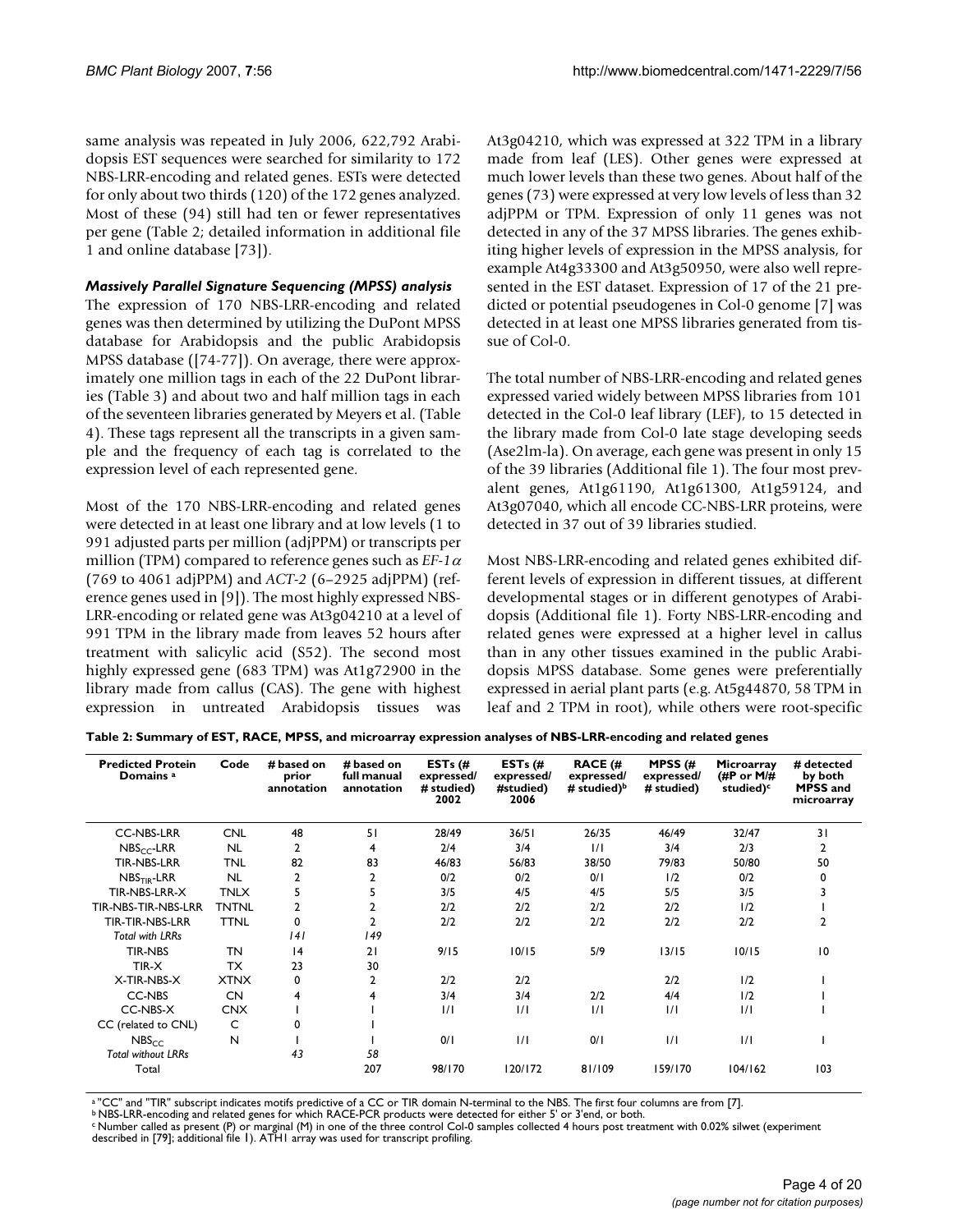same analysis was repeated in July 2006, 622,792 Arabidopsis EST sequences were searched for similarity to 172 NBS-LRR-encoding and related genes. ESTs were detected for only about two thirds (120) of the 172 genes analyzed. Most of these (94) still had ten or fewer representatives per gene (Table 2; detailed information in additional file 1 and online database [73]).

### *Massively Parallel Signature Sequencing (MPSS) analysis*

The expression of 170 NBS-LRR-encoding and related genes was then determined by utilizing the DuPont MPSS database for Arabidopsis and the public Arabidopsis MPSS database ([74-77]). On average, there were approximately one million tags in each of the 22 DuPont libraries (Table 3) and about two and half million tags in each of the seventeen libraries generated by Meyers et al. (Table 4). These tags represent all the transcripts in a given sample and the frequency of each tag is correlated to the expression level of each represented gene.

Most of the 170 NBS-LRR-encoding and related genes were detected in at least one library and at low levels (1 to 991 adjusted parts per million (adjPPM) or transcripts per million (TPM) compared to reference genes such as *EF-1α* (769 to 4061 adjPPM) and *ACT-2* (6–2925 adjPPM) (reference genes used in [9]). The most highly expressed NBS-LRR-encoding or related gene was At3g04210 at a level of 991 TPM in the library made from leaves 52 hours after treatment with salicylic acid (S52). The second most highly expressed gene (683 TPM) was At1g72900 in the library made from callus (CAS). The gene with highest expression in untreated Arabidopsis tissues was At3g04210, which was expressed at 322 TPM in a library made from leaf (LES). Other genes were expressed at much lower levels than these two genes. About half of the genes (73) were expressed at very low levels of less than 32 adjPPM or TPM. Expression of only 11 genes was not detected in any of the 37 MPSS libraries. The genes exhibiting higher levels of expression in the MPSS analysis, for example At4g33300 and At3g50950, were also well represented in the EST dataset. Expression of 17 of the 21 predicted or potential pseudogenes in Col-0 genome [7] was detected in at least one MPSS libraries generated from tissue of Col-0.

The total number of NBS-LRR-encoding and related genes expressed varied widely between MPSS libraries from 101 detected in the Col-0 leaf library (LEF), to 15 detected in the library made from Col-0 late stage developing seeds (Ase2lm-la). On average, each gene was present in only 15 of the 39 libraries (Additional file 1). The four most prevalent genes, At1g61190, At1g61300, At1g59124, and At3g07040, which all encode CC-NBS-LRR proteins, were detected in 37 out of 39 libraries studied.

Most NBS-LRR-encoding and related genes exhibited different levels of expression in different tissues, at different developmental stages or in different genotypes of Arabidopsis (Additional file 1). Forty NBS-LRR-encoding and related genes were expressed at a higher level in callus than in any other tissues examined in the public Arabidopsis MPSS database. Some genes were preferentially expressed in aerial plant parts (e.g. At5g44870, 58 TPM in leaf and 2 TPM in root), while others were root-specific

**Table 2: Summary of EST, RACE, MPSS, and microarray expression analyses of NBS-LRR-encoding and related genes**

| Predicted Protein Domains [a] | Code | # based on prior annotation | # based on full manual annotation | ESTs (# expressed/ # studied) 2002 | ESTs (# expressed/ #studied) 2006 | RACE (# expressed/ # studied)[b] | MPSS (# expressed/ # studied) | Microarray (#P or M/# studied)[c] | # detected by both MPSS and microarray |
|---|---|---|---|---|---|---|---|---|---|
| CC-NBS-LRR | CNL | 48 | 51 | 28/49 | 36/51 | 26/35 | 46/49 | 32/47 | 31 |
| $NBS_{CC}$-LRR | NL | 2 | 4 | 2/4 | 3/4 | 1/1 | 3/4 | 2/3 | 2 |
| TIR-NBS-LRR | TNL | 82 | 83 | 46/83 | 56/83 | 38/50 | 79/83 | 50/80 | 50 |
| $NBS_{TIR}$-LRR | NL | 2 | 2 | 0/2 | 0/2 | 0/1 | 1/2 | 0/2 | 0 |
| TIR-NBS-LRR-X | TNLX | 5 | 5 | 3/5 | 4/5 | 4/5 | 5/5 | 3/5 | 3 |
| TIR-NBS-TIR-NBS-LRR | TNTNL | 2 | 2 | 2/2 | 2/2 | 2/2 | 2/2 | 1/2 | 1 |
| TIR-TIR-NBS-LRR | TTNL | 0 | 2 | 2/2 | 2/2 | 2/2 | 2/2 | 2/2 | 2 |
| *Total with LRRs* | | *141* | *149* | | | | | | |
| TIR-NBS | TN | 14 | 21 | 9/15 | 10/15 | 5/9 | 13/15 | 10/15 | 10 |
| TIR-X | TX | 23 | 30 | | | | | | |
| X-TIR-NBS-X | XTNX | 0 | 2 | 2/2 | 2/2 | | 2/2 | 1/2 | 1 |
| CC-NBS | CN | 4 | 4 | 3/4 | 3/4 | 2/2 | 4/4 | 1/2 | 1 |
| CC-NBS-X | CNX | 1 | 1 | 1/1 | 1/1 | 1/1 | 1/1 | 1/1 | 1 |
| CC (related to CNL) | C | 0 | 1 | | | | | | |
| $NBS_{CC}$ | N | 1 | 1 | 0/1 | 1/1 | 0/1 | 1/1 | 1/1 | 1 |
| *Total without LRRs* | | *43* | *58* | | | | | | |
| Total | | | 207 | 98/170 | 120/172 | 81/109 | 159/170 | 104/162 | 103 |

[a] "CC" and "TIR" subscript indicates motifs predictive of a CC or TIR domain N-terminal to the NBS. The first four columns are from [7].
[b] NBS-LRR-encoding and related genes for which RACE-PCR products were detected for either 5' or 3'end, or both.
[c] Number called as present (P) or marginal (M) in one of the three control Col-0 samples collected 4 hours post treatment with 0.02% silwet (experiment described in [79]; additional file 1). ATH1 array was used for transcript profiling.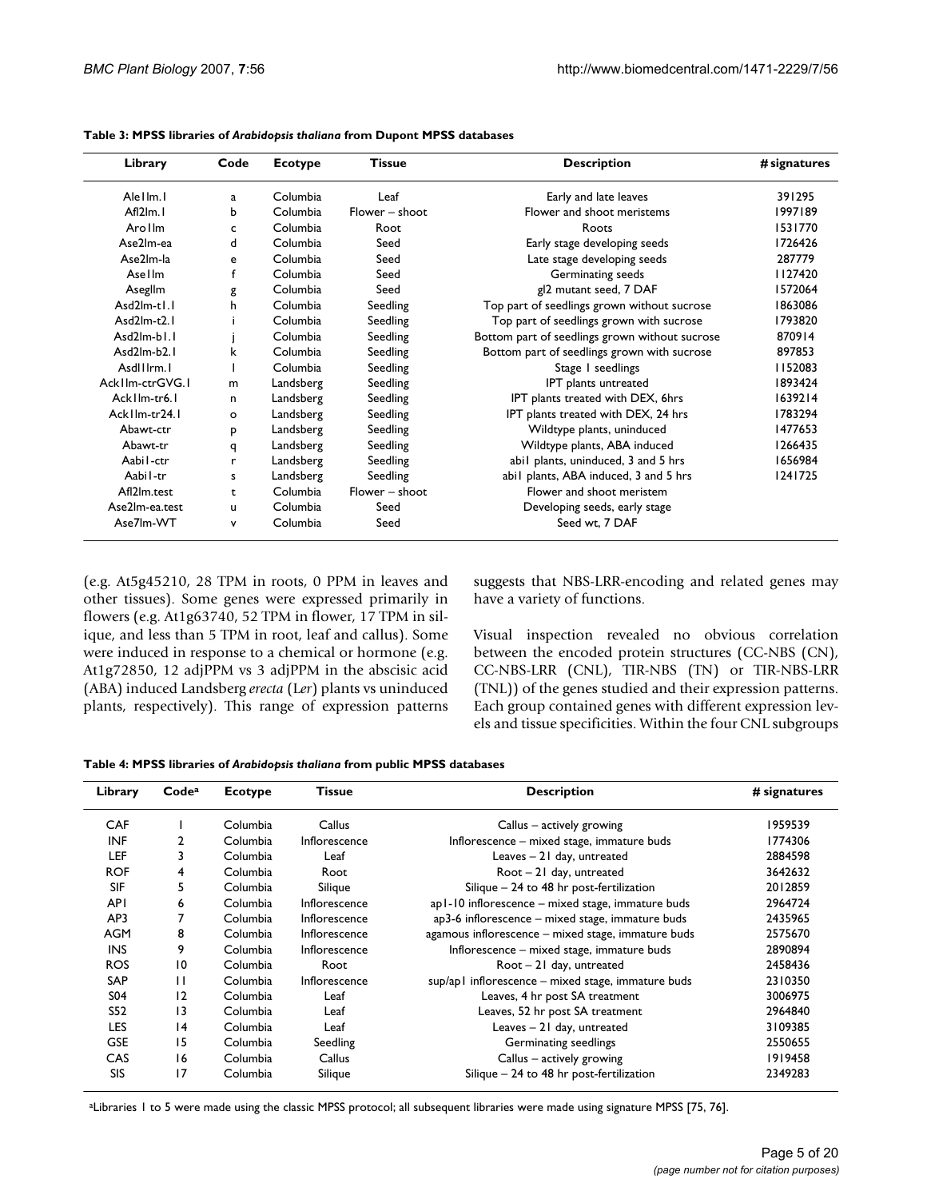**Table 3: MPSS libraries of *Arabidopsis thaliana* from Dupont MPSS databases**

| Library | Code | Ecotype | Tissue | Description | # signatures |
|---|---|---|---|---|---|
| Ale1lm.1 | a | Columbia | Leaf | Early and late leaves | 391295 |
| Afl2lm.1 | b | Columbia | Flower – shoot | Flower and shoot meristems | 1997189 |
| Aro1lm | c | Columbia | Root | Roots | 1531770 |
| Ase2lm-ea | d | Columbia | Seed | Early stage developing seeds | 1726426 |
| Ase2lm-la | e | Columbia | Seed | Late stage developing seeds | 287779 |
| Ase1lm | f | Columbia | Seed | Germinating seeds | 1127420 |
| Aseglm | g | Columbia | Seed | gl2 mutant seed, 7 DAF | 1572064 |
| Asd2lm-t1.1 | h | Columbia | Seedling | Top part of seedlings grown without sucrose | 1863086 |
| Asd2lm-t2.1 | i | Columbia | Seedling | Top part of seedlings grown with sucrose | 1793820 |
| Asd2lm-b1.1 | j | Columbia | Seedling | Bottom part of seedlings grown without sucrose | 870914 |
| Asd2lm-b2.1 | k | Columbia | Seedling | Bottom part of seedlings grown with sucrose | 897853 |
| Asd1lrm.1 | l | Columbia | Seedling | Stage 1 seedlings | 1152083 |
| Ack1lm-ctrGVG.1 | m | Landsberg | Seedling | IPT plants untreated | 1893424 |
| Ack1lm-tr6.1 | n | Landsberg | Seedling | IPT plants treated with DEX, 6hrs | 1639214 |
| Ack1lm-tr24.1 | o | Landsberg | Seedling | IPT plants treated with DEX, 24 hrs | 1783294 |
| Abawt-ctr | p | Landsberg | Seedling | Wildtype plants, uninduced | 1477653 |
| Abawt-tr | q | Landsberg | Seedling | Wildtype plants, ABA induced | 1266435 |
| Aabi1-ctr | r | Landsberg | Seedling | abi1 plants, uninduced, 3 and 5 hrs | 1656984 |
| Aabi1-tr | s | Landsberg | Seedling | abi1 plants, ABA induced, 3 and 5 hrs | 1241725 |
| Afl2lm.test | t | Columbia | Flower – shoot | Flower and shoot meristem | |
| Ase2lm-ea.test | u | Columbia | Seed | Developing seeds, early stage | |
| Ase7lm-WT | v | Columbia | Seed | Seed wt, 7 DAF | |

(e.g. At5g45210, 28 TPM in roots, 0 PPM in leaves and other tissues). Some genes were expressed primarily in flowers (e.g. At1g63740, 52 TPM in flower, 17 TPM in silique, and less than 5 TPM in root, leaf and callus). Some were induced in response to a chemical or hormone (e.g. At1g72850, 12 adjPPM vs 3 adjPPM in the abscisic acid (ABA) induced Landsberg *erecta* (L*er*) plants vs uninduced plants, respectively). This range of expression patterns suggests that NBS-LRR-encoding and related genes may have a variety of functions.

Visual inspection revealed no obvious correlation between the encoded protein structures (CC-NBS (CN), CC-NBS-LRR (CNL), TIR-NBS (TN) or TIR-NBS-LRR (TNL)) of the genes studied and their expression patterns. Each group contained genes with different expression levels and tissue specificities. Within the four CNL subgroups

**Table 4: MPSS libraries of *Arabidopsis thaliana* from public MPSS databases**

| Library | Code[a] | Ecotype | Tissue | Description | # signatures |
|---|---|---|---|---|---|
| CAF | 1 | Columbia | Callus | Callus – actively growing | 1959539 |
| INF | 2 | Columbia | Inflorescence | Inflorescence – mixed stage, immature buds | 1774306 |
| LEF | 3 | Columbia | Leaf | Leaves – 21 day, untreated | 2884598 |
| ROF | 4 | Columbia | Root | Root – 21 day, untreated | 3642632 |
| SIF | 5 | Columbia | Silique | Silique – 24 to 48 hr post-fertilization | 2012859 |
| AP1 | 6 | Columbia | Inflorescence | ap1-10 inflorescence – mixed stage, immature buds | 2964724 |
| AP3 | 7 | Columbia | Inflorescence | ap3-6 inflorescence – mixed stage, immature buds | 2435965 |
| AGM | 8 | Columbia | Inflorescence | agamous inflorescence – mixed stage, immature buds | 2575670 |
| INS | 9 | Columbia | Inflorescence | Inflorescence – mixed stage, immature buds | 2890894 |
| ROS | 10 | Columbia | Root | Root – 21 day, untreated | 2458436 |
| SAP | 11 | Columbia | Inflorescence | sup/ap1 inflorescence – mixed stage, immature buds | 2310350 |
| S04 | 12 | Columbia | Leaf | Leaves, 4 hr post SA treatment | 3006975 |
| S52 | 13 | Columbia | Leaf | Leaves, 52 hr post SA treatment | 2964840 |
| LES | 14 | Columbia | Leaf | Leaves – 21 day, untreated | 3109385 |
| GSE | 15 | Columbia | Seedling | Germinating seedlings | 2550655 |
| CAS | 16 | Columbia | Callus | Callus – actively growing | 1919458 |
| SIS | 17 | Columbia | Silique | Silique – 24 to 48 hr post-fertilization | 2349283 |

[a]Libraries 1 to 5 were made using the classic MPSS protocol; all subsequent libraries were made using signature MPSS [75, 76].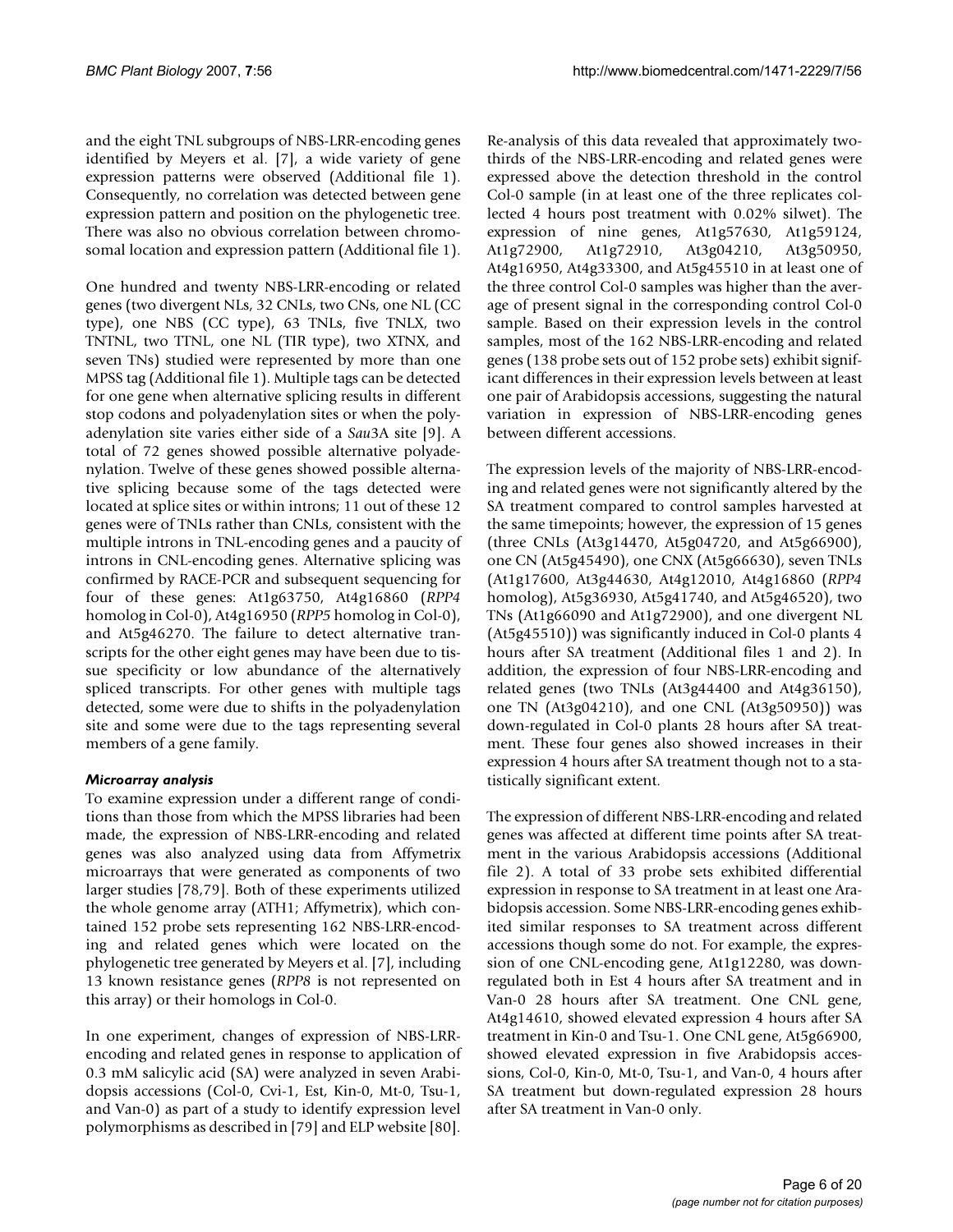and the eight TNL subgroups of NBS-LRR-encoding genes identified by Meyers et al. [7], a wide variety of gene expression patterns were observed (Additional file 1). Consequently, no correlation was detected between gene expression pattern and position on the phylogenetic tree. There was also no obvious correlation between chromosomal location and expression pattern (Additional file 1).

One hundred and twenty NBS-LRR-encoding or related genes (two divergent NLs, 32 CNLs, two CNs, one NL (CC type), one NBS (CC type), 63 TNLs, five TNLX, two TNTNL, two TTNL, one NL (TIR type), two XTNX, and seven TNs) studied were represented by more than one MPSS tag (Additional file 1). Multiple tags can be detected for one gene when alternative splicing results in different stop codons and polyadenylation sites or when the polyadenylation site varies either side of a *Sau*3A site [9]. A total of 72 genes showed possible alternative polyadenylation. Twelve of these genes showed possible alternative splicing because some of the tags detected were located at splice sites or within introns; 11 out of these 12 genes were of TNLs rather than CNLs, consistent with the multiple introns in TNL-encoding genes and a paucity of introns in CNL-encoding genes. Alternative splicing was confirmed by RACE-PCR and subsequent sequencing for four of these genes: At1g63750, At4g16860 (*RPP4* homolog in Col-0), At4g16950 (*RPP5* homolog in Col-0), and At5g46270. The failure to detect alternative transcripts for the other eight genes may have been due to tissue specificity or low abundance of the alternatively spliced transcripts. For other genes with multiple tags detected, some were due to shifts in the polyadenylation site and some were due to the tags representing several members of a gene family.

### *Microarray analysis*

To examine expression under a different range of conditions than those from which the MPSS libraries had been made, the expression of NBS-LRR-encoding and related genes was also analyzed using data from Affymetrix microarrays that were generated as components of two larger studies [78,79]. Both of these experiments utilized the whole genome array (ATH1; Affymetrix), which contained 152 probe sets representing 162 NBS-LRR-encoding and related genes which were located on the phylogenetic tree generated by Meyers et al. [7], including 13 known resistance genes (*RPP8* is not represented on this array) or their homologs in Col-0.

In one experiment, changes of expression of NBS-LRR-encoding and related genes in response to application of 0.3 mM salicylic acid (SA) were analyzed in seven Arabidopsis accessions (Col-0, Cvi-1, Est, Kin-0, Mt-0, Tsu-1, and Van-0) as part of a study to identify expression level polymorphisms as described in [79] and ELP website [80]. Re-analysis of this data revealed that approximately two-thirds of the NBS-LRR-encoding and related genes were expressed above the detection threshold in the control Col-0 sample (in at least one of the three replicates collected 4 hours post treatment with 0.02% silwet). The expression of nine genes, At1g57630, At1g59124, At1g72900, At1g72910, At3g04210, At3g50950, At4g16950, At4g33300, and At5g45510 in at least one of the three control Col-0 samples was higher than the average of present signal in the corresponding control Col-0 sample. Based on their expression levels in the control samples, most of the 162 NBS-LRR-encoding and related genes (138 probe sets out of 152 probe sets) exhibit significant differences in their expression levels between at least one pair of Arabidopsis accessions, suggesting the natural variation in expression of NBS-LRR-encoding genes between different accessions.

The expression levels of the majority of NBS-LRR-encoding and related genes were not significantly altered by the SA treatment compared to control samples harvested at the same timepoints; however, the expression of 15 genes (three CNLs (At3g14470, At5g04720, and At5g66900), one CN (At5g45490), one CNX (At5g66630), seven TNLs (At1g17600, At3g44630, At4g12010, At4g16860 (*RPP4* homolog), At5g36930, At5g41740, and At5g46520), two TNs (At1g66090 and At1g72900), and one divergent NL (At5g45510)) was significantly induced in Col-0 plants 4 hours after SA treatment (Additional files 1 and 2). In addition, the expression of four NBS-LRR-encoding and related genes (two TNLs (At3g44400 and At4g36150), one TN (At3g04210), and one CNL (At3g50950)) was down-regulated in Col-0 plants 28 hours after SA treatment. These four genes also showed increases in their expression 4 hours after SA treatment though not to a statistically significant extent.

The expression of different NBS-LRR-encoding and related genes was affected at different time points after SA treatment in the various Arabidopsis accessions (Additional file 2). A total of 33 probe sets exhibited differential expression in response to SA treatment in at least one Arabidopsis accession. Some NBS-LRR-encoding genes exhibited similar responses to SA treatment across different accessions though some do not. For example, the expression of one CNL-encoding gene, At1g12280, was down-regulated both in Est 4 hours after SA treatment and in Van-0 28 hours after SA treatment. One CNL gene, At4g14610, showed elevated expression 4 hours after SA treatment in Kin-0 and Tsu-1. One CNL gene, At5g66900, showed elevated expression in five Arabidopsis accessions, Col-0, Kin-0, Mt-0, Tsu-1, and Van-0, 4 hours after SA treatment but down-regulated expression 28 hours after SA treatment in Van-0 only.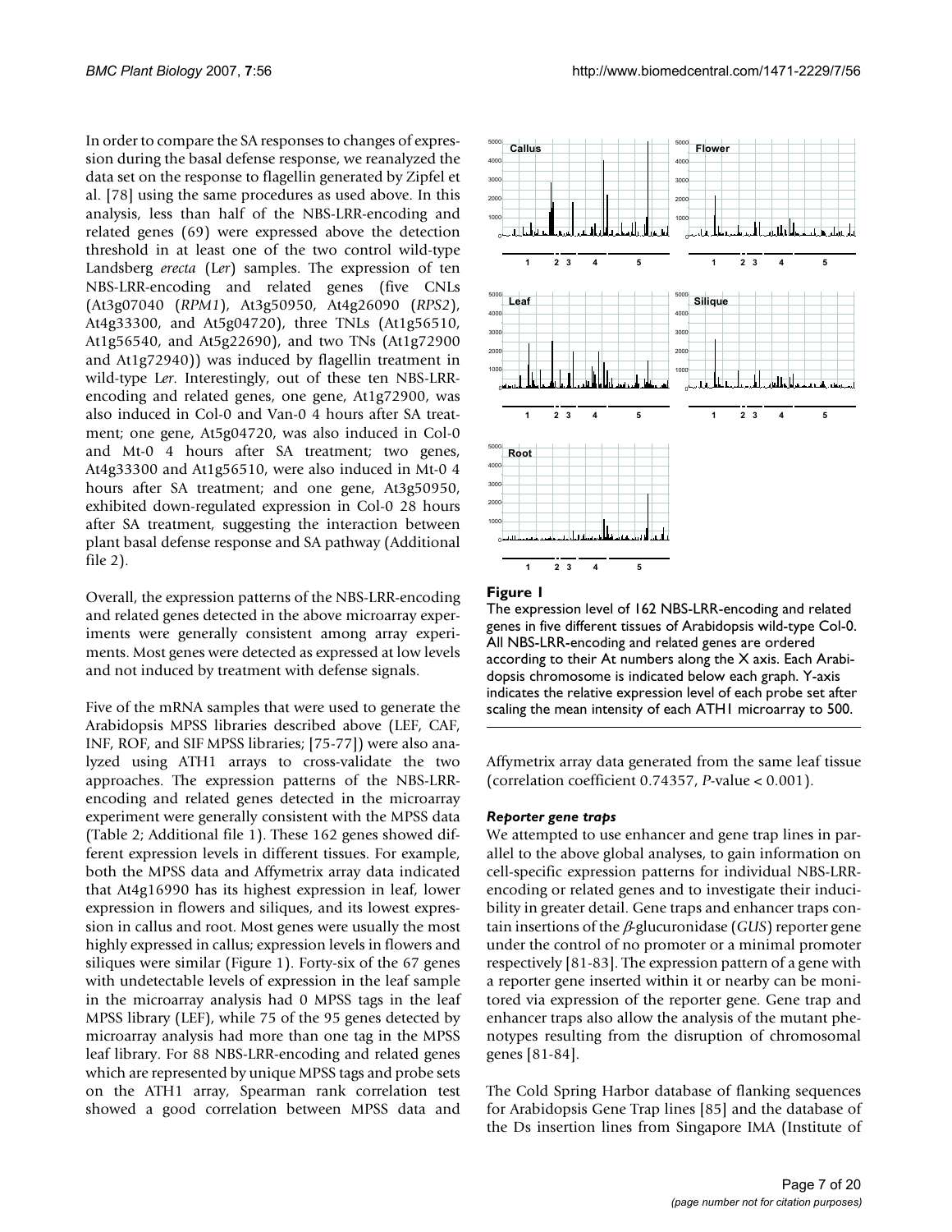In order to compare the SA responses to changes of expression during the basal defense response, we reanalyzed the data set on the response to flagellin generated by Zipfel et al. [78] using the same procedures as used above. In this analysis, less than half of the NBS-LRR-encoding and related genes (69) were expressed above the detection threshold in at least one of the two control wild-type Landsberg *erecta* (L*er*) samples. The expression of ten NBS-LRR-encoding and related genes (five CNLs (At3g07040 (*RPM1*), At3g50950, At4g26090 (*RPS2*), At4g33300, and At5g04720), three TNLs (At1g56510, At1g56540, and At5g22690), and two TNs (At1g72900 and At1g72940)) was induced by flagellin treatment in wild-type L*er*. Interestingly, out of these ten NBS-LRR-encoding and related genes, one gene, At1g72900, was also induced in Col-0 and Van-0 4 hours after SA treatment; one gene, At5g04720, was also induced in Col-0 and Mt-0 4 hours after SA treatment; two genes, At4g33300 and At1g56510, were also induced in Mt-0 4 hours after SA treatment; and one gene, At3g50950, exhibited down-regulated expression in Col-0 28 hours after SA treatment, suggesting the interaction between plant basal defense response and SA pathway (Additional file 2).

Overall, the expression patterns of the NBS-LRR-encoding and related genes detected in the above microarray experiments were generally consistent among array experiments. Most genes were detected as expressed at low levels and not induced by treatment with defense signals.

Five of the mRNA samples that were used to generate the Arabidopsis MPSS libraries described above (LEF, CAF, INF, ROF, and SIF MPSS libraries; [75-77]) were also analyzed using ATH1 arrays to cross-validate the two approaches. The expression patterns of the NBS-LRR-encoding and related genes detected in the microarray experiment were generally consistent with the MPSS data (Table 2; Additional file 1). These 162 genes showed different expression levels in different tissues. For example, both the MPSS data and Affymetrix array data indicated that At4g16990 has its highest expression in leaf, lower expression in flowers and siliques, and its lowest expression in callus and root. Most genes were usually the most highly expressed in callus; expression levels in flowers and siliques were similar (Figure 1). Forty-six of the 67 genes with undetectable levels of expression in the leaf sample in the microarray analysis had 0 MPSS tags in the leaf MPSS library (LEF), while 75 of the 95 genes detected by microarray analysis had more than one tag in the MPSS leaf library. For 88 NBS-LRR-encoding and related genes which are represented by unique MPSS tags and probe sets on the ATH1 array, Spearman rank correlation test showed a good correlation between MPSS data and Affymetrix array data generated from the same leaf tissue (correlation coefficient 0.74357, *P*-value < 0.001).

**Figure 1**

The expression level of 162 NBS-LRR-encoding and related genes in five different tissues of Arabidopsis wild-type Col-0. All NBS-LRR-encoding and related genes are ordered according to their At numbers along the X axis. Each Arabidopsis chromosome is indicated below each graph. Y-axis indicates the relative expression level of each probe set after scaling the mean intensity of each ATH1 microarray to 500.

### *Reporter gene traps*

We attempted to use enhancer and gene trap lines in parallel to the above global analyses, to gain information on cell-specific expression patterns for individual NBS-LRR-encoding or related genes and to investigate their inducibility in greater detail. Gene traps and enhancer traps contain insertions of the $\beta$-glucuronidase (*GUS*) reporter gene under the control of no promoter or a minimal promoter respectively [81-83]. The expression pattern of a gene with a reporter gene inserted within it or nearby can be monitored via expression of the reporter gene. Gene trap and enhancer traps also allow the analysis of the mutant phenotypes resulting from the disruption of chromosomal genes [81-84].

The Cold Spring Harbor database of flanking sequences for Arabidopsis Gene Trap lines [85] and the database of the Ds insertion lines from Singapore IMA (Institute of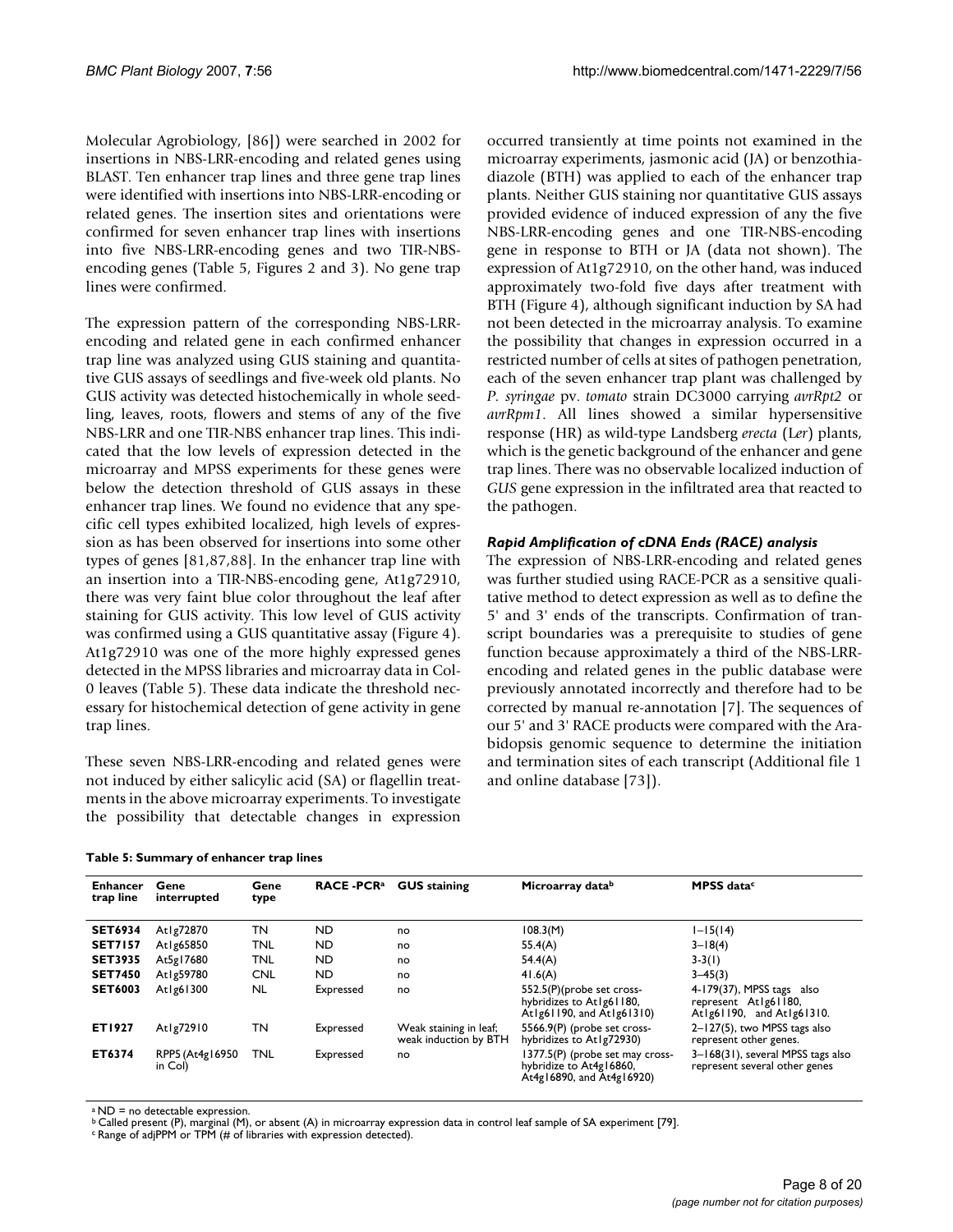Molecular Agrobiology, [86]) were searched in 2002 for insertions in NBS-LRR-encoding and related genes using BLAST. Ten enhancer trap lines and three gene trap lines were identified with insertions into NBS-LRR-encoding or related genes. The insertion sites and orientations were confirmed for seven enhancer trap lines with insertions into five NBS-LRR-encoding genes and two TIR-NBS-encoding genes (Table 5, Figures 2 and 3). No gene trap lines were confirmed.

The expression pattern of the corresponding NBS-LRR-encoding and related gene in each confirmed enhancer trap line was analyzed using GUS staining and quantitative GUS assays of seedlings and five-week old plants. No GUS activity was detected histochemically in whole seedling, leaves, roots, flowers and stems of any of the five NBS-LRR and one TIR-NBS enhancer trap lines. This indicated that the low levels of expression detected in the microarray and MPSS experiments for these genes were below the detection threshold of GUS assays in these enhancer trap lines. We found no evidence that any specific cell types exhibited localized, high levels of expression as has been observed for insertions into some other types of genes [81,87,88]. In the enhancer trap line with an insertion into a TIR-NBS-encoding gene, At1g72910, there was very faint blue color throughout the leaf after staining for GUS activity. This low level of GUS activity was confirmed using a GUS quantitative assay (Figure 4). At1g72910 was one of the more highly expressed genes detected in the MPSS libraries and microarray data in Col-0 leaves (Table 5). These data indicate the threshold necessary for histochemical detection of gene activity in gene trap lines.

These seven NBS-LRR-encoding and related genes were not induced by either salicylic acid (SA) or flagellin treatments in the above microarray experiments. To investigate the possibility that detectable changes in expression occurred transiently at time points not examined in the microarray experiments, jasmonic acid (JA) or benzothiadiazole (BTH) was applied to each of the enhancer trap plants. Neither GUS staining nor quantitative GUS assays provided evidence of induced expression of any the five NBS-LRR-encoding genes and one TIR-NBS-encoding gene in response to BTH or JA (data not shown). The expression of At1g72910, on the other hand, was induced approximately two-fold five days after treatment with BTH (Figure 4), although significant induction by SA had not been detected in the microarray analysis. To examine the possibility that changes in expression occurred in a restricted number of cells at sites of pathogen penetration, each of the seven enhancer trap plant was challenged by *P. syringae* pv. *tomato* strain DC3000 carrying *avrRpt2* or *avrRpm1*. All lines showed a similar hypersensitive response (HR) as wild-type Landsberg *erecta* (L*er*) plants, which is the genetic background of the enhancer and gene trap lines. There was no observable localized induction of *GUS* gene expression in the infiltrated area that reacted to the pathogen.

### *Rapid Amplification of cDNA Ends (RACE) analysis*

The expression of NBS-LRR-encoding and related genes was further studied using RACE-PCR as a sensitive qualitative method to detect expression as well as to define the 5' and 3' ends of the transcripts. Confirmation of transcript boundaries was a prerequisite to studies of gene function because approximately a third of the NBS-LRR-encoding and related genes in the public database were previously annotated incorrectly and therefore had to be corrected by manual re-annotation [7]. The sequences of our 5' and 3' RACE products were compared with the Arabidopsis genomic sequence to determine the initiation and termination sites of each transcript (Additional file 1 and online database [73]).

**Table 5: Summary of enhancer trap lines**

| Enhancer trap line | Gene interrupted | Gene type | RACE -PCR[a] | GUS staining | Microarray data[b] | MPSS data[c] |
|---|---|---|---|---|---|---|
| **SET6934** | At1g72870 | TN | ND | no | 108.3(M) | 1–15(14) |
| **SET7157** | At1g65850 | TNL | ND | no | 55.4(A) | 3–18(4) |
| **SET3935** | At5g17680 | TNL | ND | no | 54.4(A) | 3-3(1) |
| **SET7450** | At1g59780 | CNL | ND | no | 41.6(A) | 3–45(3) |
| **SET6003** | At1g61300 | NL | Expressed | no | 552.5(P)(probe set cross-hybridizes to At1g61180, At1g61190, and At1g61310) | 4-179(37), MPSS tags also represent At1g61180, At1g61190, and At1g61310. |
| **ET1927** | At1g72910 | TN | Expressed | Weak staining in leaf; weak induction by BTH | 5566.9(P) (probe set cross-hybridizes to At1g72930) | 2–127(5), two MPSS tags also represent other genes. |
| **ET6374** | RPP5 (At4g16950 in Col) | TNL | Expressed | no | 1377.5(P) (probe set may cross-hybridize to At4g16860, At4g16890, and At4g16920) | 3–168(31), several MPSS tags also represent several other genes |

[a] ND = no detectable expression.
[b] Called present (P), marginal (M), or absent (A) in microarray expression data in control leaf sample of SA experiment [79].
[c] Range of adjPPM or TPM (# of libraries with expression detected).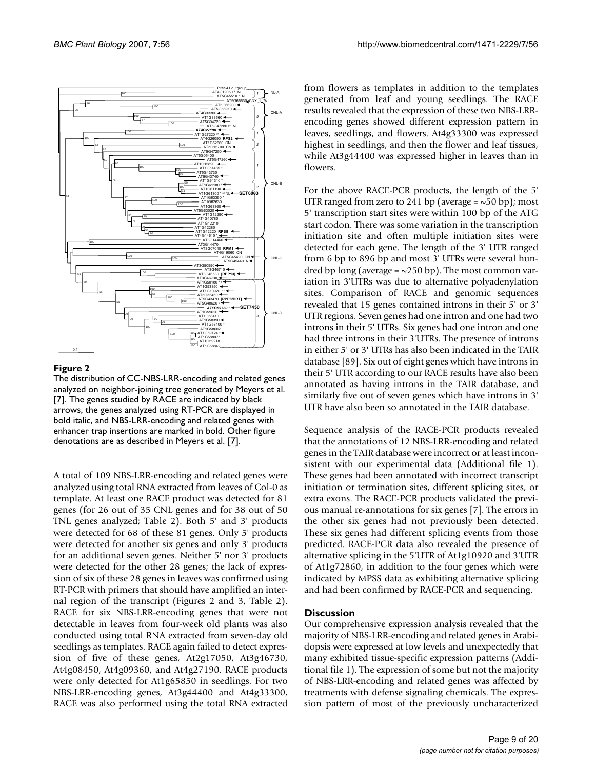**Figure 2**

The distribution of CC-NBS-LRR-encoding and related genes analyzed on neighbor-joining tree generated by Meyers et al. [7]. The genes studied by RACE are indicated by black arrows, the genes analyzed using RT-PCR are displayed in bold italic, and NBS-LRR-encoding and related genes with enhancer trap insertions are marked in bold. Other figure denotations are as described in Meyers et al. [7].

A total of 109 NBS-LRR-encoding and related genes were analyzed using total RNA extracted from leaves of Col-0 as template. At least one RACE product was detected for 81 genes (for 26 out of 35 CNL genes and for 38 out of 50 TNL genes analyzed; Table 2). Both 5' and 3' products were detected for 68 of these 81 genes. Only 5' products were detected for another six genes and only 3' products for an additional seven genes. Neither 5' nor 3' products were detected for the other 28 genes; the lack of expression of six of these 28 genes in leaves was confirmed using RT-PCR with primers that should have amplified an internal region of the transcript (Figures 2 and 3, Table 2). RACE for six NBS-LRR-encoding genes that were not detectable in leaves from four-week old plants was also conducted using total RNA extracted from seven-day old seedlings as templates. RACE again failed to detect expression of five of these genes, At2g17050, At3g46730, At4g08450, At4g09360, and At4g27190. RACE products were only detected for At1g65850 in seedlings. For two NBS-LRR-encoding genes, At3g44400 and At4g33300, RACE was also performed using the total RNA extracted from flowers as templates in addition to the templates generated from leaf and young seedlings. The RACE results revealed that the expression of these two NBS-LRR-encoding genes showed different expression pattern in leaves, seedlings, and flowers. At4g33300 was expressed highest in seedlings, and then the flower and leaf tissues, while At3g44400 was expressed higher in leaves than in flowers.

For the above RACE-PCR products, the length of the 5' UTR ranged from zero to 241 bp (average = ~50 bp); most 5' transcription start sites were within 100 bp of the ATG start codon. There was some variation in the transcription initiation site and often multiple initiation sites were detected for each gene. The length of the 3' UTR ranged from 6 bp to 896 bp and most 3' UTRs were several hundred bp long (average = ~250 bp). The most common variation in 3'UTRs was due to alternative polyadenylation sites. Comparison of RACE and genomic sequences revealed that 15 genes contained introns in their 5' or 3' UTR regions. Seven genes had one intron and one had two introns in their 5' UTRs. Six genes had one intron and one had three introns in their 3'UTRs. The presence of introns in either 5' or 3' UTRs has also been indicated in the TAIR database [89]. Six out of eight genes which have introns in their 5' UTR according to our RACE results have also been annotated as having introns in the TAIR database, and similarly five out of seven genes which have introns in 3' UTR have also been so annotated in the TAIR database.

Sequence analysis of the RACE-PCR products revealed that the annotations of 12 NBS-LRR-encoding and related genes in the TAIR database were incorrect or at least inconsistent with our experimental data (Additional file 1). These genes had been annotated with incorrect transcript initiation or termination sites, different splicing sites, or extra exons. The RACE-PCR products validated the previous manual re-annotations for six genes [7]. The errors in the other six genes had not previously been detected. These six genes had different splicing events from those predicted. RACE-PCR data also revealed the presence of alternative splicing in the 5'UTR of At1g10920 and 3'UTR of At1g72860, in addition to the four genes which were indicated by MPSS data as exhibiting alternative splicing and had been confirmed by RACE-PCR and sequencing.

## Discussion

Our comprehensive expression analysis revealed that the majority of NBS-LRR-encoding and related genes in Arabidopsis were expressed at low levels and unexpectedly that many exhibited tissue-specific expression patterns (Additional file 1). The expression of some but not the majority of NBS-LRR-encoding and related genes was affected by treatments with defense signaling chemicals. The expression pattern of most of the previously uncharacterized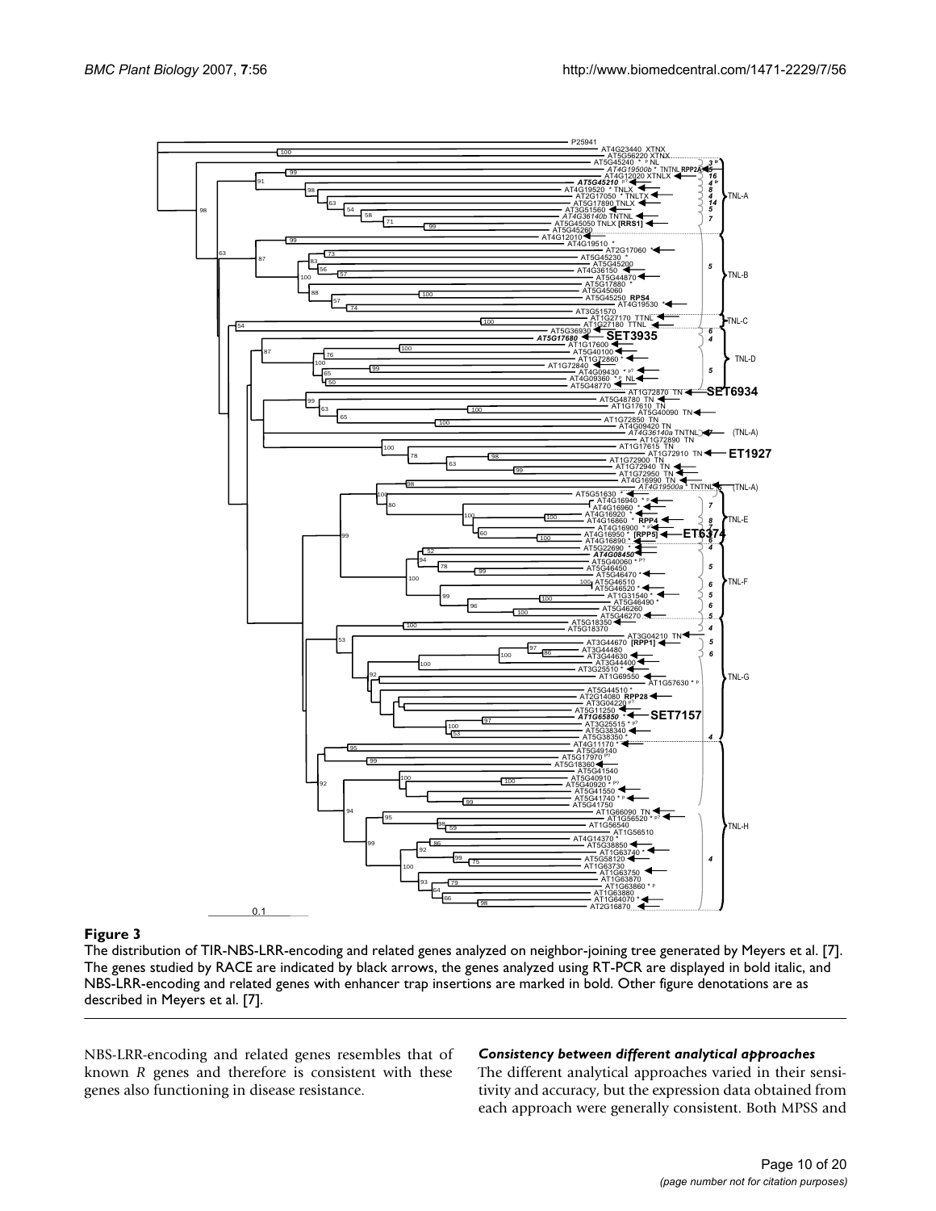**Figure 3**

The distribution of TIR-NBS-LRR-encoding and related genes analyzed on neighbor-joining tree generated by Meyers et al. [7]. The genes studied by RACE are indicated by black arrows, the genes analyzed using RT-PCR are displayed in bold italic, and NBS-LRR-encoding and related genes with enhancer trap insertions are marked in bold. Other figure denotations are as described in Meyers et al. [7].

NBS-LRR-encoding and related genes resembles that of known *R* genes and therefore is consistent with these genes also functioning in disease resistance.

### *Consistency between different analytical approaches*

The different analytical approaches varied in their sensitivity and accuracy, but the expression data obtained from each approach were generally consistent. Both MPSS and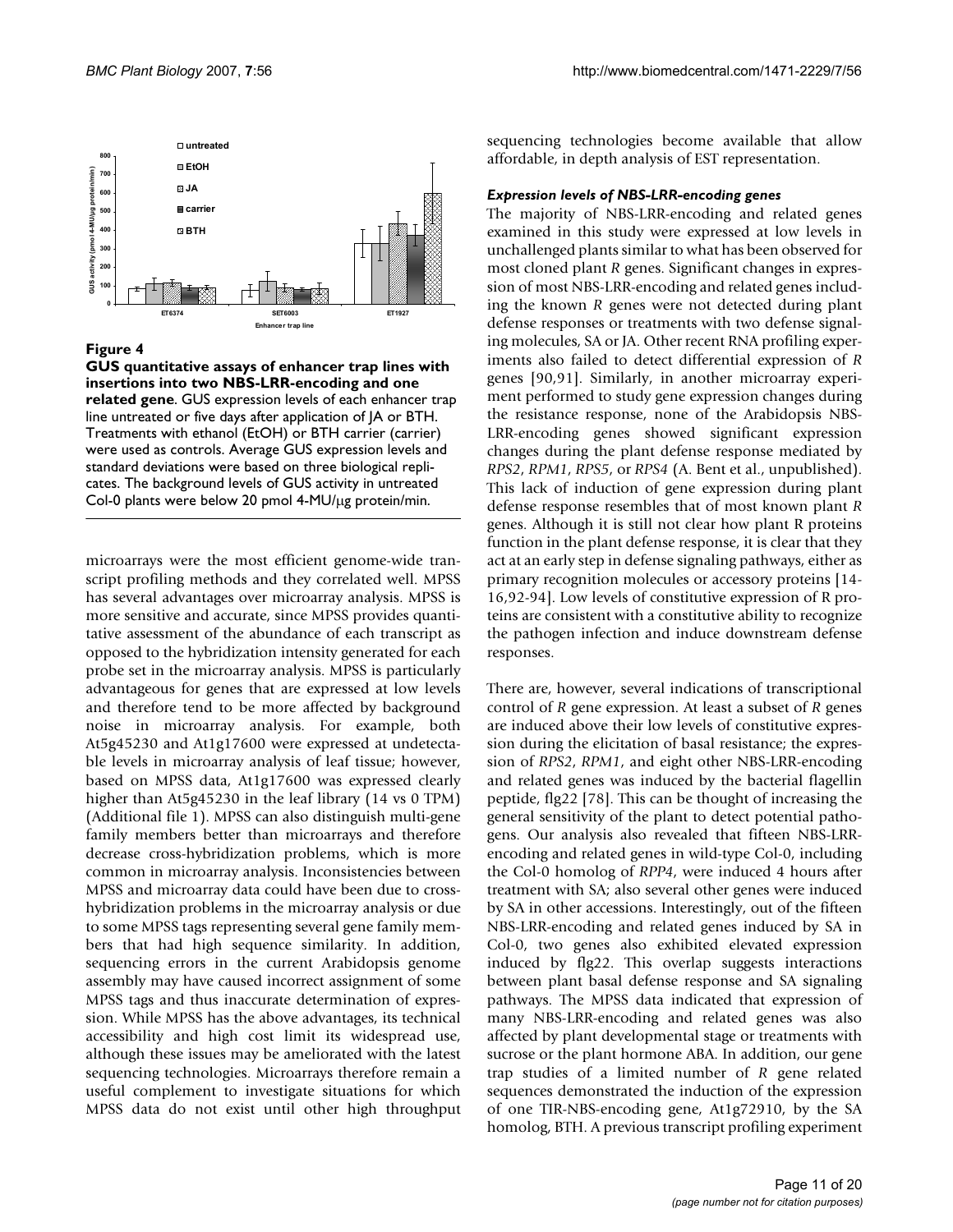**Figure 4**

**GUS quantitative assays of enhancer trap lines with insertions into two NBS-LRR-encoding and one related gene**. GUS expression levels of each enhancer trap line untreated or five days after application of JA or BTH. Treatments with ethanol (EtOH) or BTH carrier (carrier) were used as controls. Average GUS expression levels and standard deviations were based on three biological replicates. The background levels of GUS activity in untreated Col-0 plants were below 20 pmol 4-MU/μg protein/min.

microarrays were the most efficient genome-wide transcript profiling methods and they correlated well. MPSS has several advantages over microarray analysis. MPSS is more sensitive and accurate, since MPSS provides quantitative assessment of the abundance of each transcript as opposed to the hybridization intensity generated for each probe set in the microarray analysis. MPSS is particularly advantageous for genes that are expressed at low levels and therefore tend to be more affected by background noise in microarray analysis. For example, both At5g45230 and At1g17600 were expressed at undetectable levels in microarray analysis of leaf tissue; however, based on MPSS data, At1g17600 was expressed clearly higher than At5g45230 in the leaf library (14 vs 0 TPM) (Additional file 1). MPSS can also distinguish multi-gene family members better than microarrays and therefore decrease cross-hybridization problems, which is more common in microarray analysis. Inconsistencies between MPSS and microarray data could have been due to cross-hybridization problems in the microarray analysis or due to some MPSS tags representing several gene family members that had high sequence similarity. In addition, sequencing errors in the current Arabidopsis genome assembly may have caused incorrect assignment of some MPSS tags and thus inaccurate determination of expression. While MPSS has the above advantages, its technical accessibility and high cost limit its widespread use, although these issues may be ameliorated with the latest sequencing technologies. Microarrays therefore remain a useful complement to investigate situations for which MPSS data do not exist until other high throughput sequencing technologies become available that allow affordable, in depth analysis of EST representation.

### *Expression levels of NBS-LRR-encoding genes*

The majority of NBS-LRR-encoding and related genes examined in this study were expressed at low levels in unchallenged plants similar to what has been observed for most cloned plant *R* genes. Significant changes in expression of most NBS-LRR-encoding and related genes including the known *R* genes were not detected during plant defense responses or treatments with two defense signaling molecules, SA or JA. Other recent RNA profiling experiments also failed to detect differential expression of *R* genes [90,91]. Similarly, in another microarray experiment performed to study gene expression changes during the resistance response, none of the Arabidopsis NBS-LRR-encoding genes showed significant expression changes during the plant defense response mediated by *RPS2*, *RPM1*, *RPS5*, or *RPS4* (A. Bent et al., unpublished). This lack of induction of gene expression during plant defense response resembles that of most known plant *R* genes. Although it is still not clear how plant R proteins function in the plant defense response, it is clear that they act at an early step in defense signaling pathways, either as primary recognition molecules or accessory proteins [14-16,92-94]. Low levels of constitutive expression of R proteins are consistent with a constitutive ability to recognize the pathogen infection and induce downstream defense responses.

There are, however, several indications of transcriptional control of *R* gene expression. At least a subset of *R* genes are induced above their low levels of constitutive expression during the elicitation of basal resistance; the expression of *RPS2*, *RPM1*, and eight other NBS-LRR-encoding and related genes was induced by the bacterial flagellin peptide, flg22 [78]. This can be thought of increasing the general sensitivity of the plant to detect potential pathogens. Our analysis also revealed that fifteen NBS-LRR-encoding and related genes in wild-type Col-0, including the Col-0 homolog of *RPP4*, were induced 4 hours after treatment with SA; also several other genes were induced by SA in other accessions. Interestingly, out of the fifteen NBS-LRR-encoding and related genes induced by SA in Col-0, two genes also exhibited elevated expression induced by flg22. This overlap suggests interactions between plant basal defense response and SA signaling pathways. The MPSS data indicated that expression of many NBS-LRR-encoding and related genes was also affected by plant developmental stage or treatments with sucrose or the plant hormone ABA. In addition, our gene trap studies of a limited number of *R* gene related sequences demonstrated the induction of the expression of one TIR-NBS-encoding gene, At1g72910, by the SA homolog, BTH. A previous transcript profiling experiment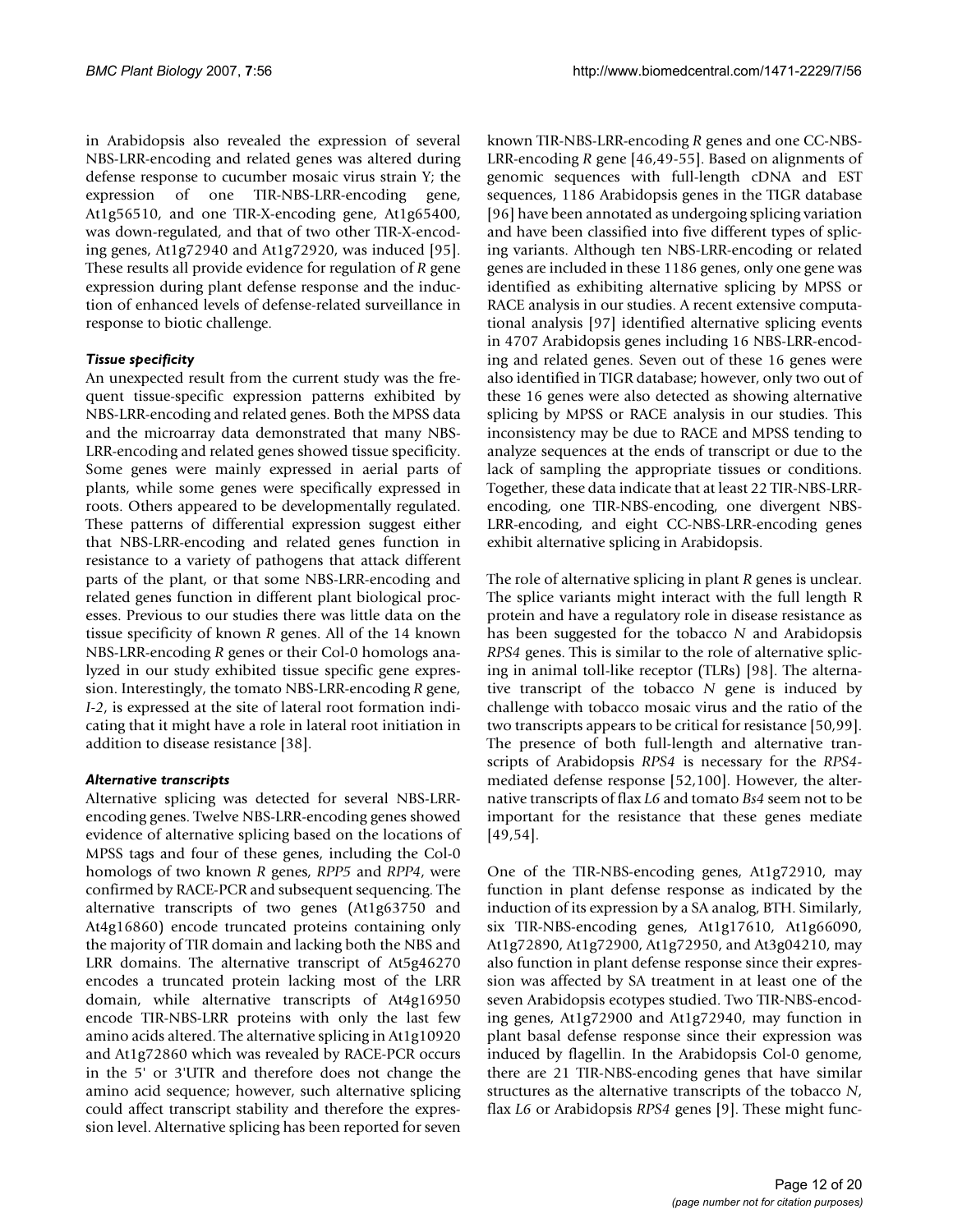in Arabidopsis also revealed the expression of several NBS-LRR-encoding and related genes was altered during defense response to cucumber mosaic virus strain Y; the expression of one TIR-NBS-LRR-encoding gene, At1g56510, and one TIR-X-encoding gene, At1g65400, was down-regulated, and that of two other TIR-X-encoding genes, At1g72940 and At1g72920, was induced [95]. These results all provide evidence for regulation of *R* gene expression during plant defense response and the induction of enhanced levels of defense-related surveillance in response to biotic challenge.

### *Tissue specificity*

An unexpected result from the current study was the frequent tissue-specific expression patterns exhibited by NBS-LRR-encoding and related genes. Both the MPSS data and the microarray data demonstrated that many NBS-LRR-encoding and related genes showed tissue specificity. Some genes were mainly expressed in aerial parts of plants, while some genes were specifically expressed in roots. Others appeared to be developmentally regulated. These patterns of differential expression suggest either that NBS-LRR-encoding and related genes function in resistance to a variety of pathogens that attack different parts of the plant, or that some NBS-LRR-encoding and related genes function in different plant biological processes. Previous to our studies there was little data on the tissue specificity of known *R* genes. All of the 14 known NBS-LRR-encoding *R* genes or their Col-0 homologs analyzed in our study exhibited tissue specific gene expression. Interestingly, the tomato NBS-LRR-encoding *R* gene, *I-2*, is expressed at the site of lateral root formation indicating that it might have a role in lateral root initiation in addition to disease resistance [38].

### *Alternative transcripts*

Alternative splicing was detected for several NBS-LRR-encoding genes. Twelve NBS-LRR-encoding genes showed evidence of alternative splicing based on the locations of MPSS tags and four of these genes, including the Col-0 homologs of two known *R* genes, *RPP5* and *RPP4*, were confirmed by RACE-PCR and subsequent sequencing. The alternative transcripts of two genes (At1g63750 and At4g16860) encode truncated proteins containing only the majority of TIR domain and lacking both the NBS and LRR domains. The alternative transcript of At5g46270 encodes a truncated protein lacking most of the LRR domain, while alternative transcripts of At4g16950 encode TIR-NBS-LRR proteins with only the last few amino acids altered. The alternative splicing in At1g10920 and At1g72860 which was revealed by RACE-PCR occurs in the 5' or 3'UTR and therefore does not change the amino acid sequence; however, such alternative splicing could affect transcript stability and therefore the expression level. Alternative splicing has been reported for seven known TIR-NBS-LRR-encoding *R* genes and one CC-NBS-LRR-encoding *R* gene [46,49-55]. Based on alignments of genomic sequences with full-length cDNA and EST sequences, 1186 Arabidopsis genes in the TIGR database [96] have been annotated as undergoing splicing variation and have been classified into five different types of splicing variants. Although ten NBS-LRR-encoding or related genes are included in these 1186 genes, only one gene was identified as exhibiting alternative splicing by MPSS or RACE analysis in our studies. A recent extensive computational analysis [97] identified alternative splicing events in 4707 Arabidopsis genes including 16 NBS-LRR-encoding and related genes. Seven out of these 16 genes were also identified in TIGR database; however, only two out of these 16 genes were also detected as showing alternative splicing by MPSS or RACE analysis in our studies. This inconsistency may be due to RACE and MPSS tending to analyze sequences at the ends of transcript or due to the lack of sampling the appropriate tissues or conditions. Together, these data indicate that at least 22 TIR-NBS-LRR-encoding, one TIR-NBS-encoding, one divergent NBS-LRR-encoding, and eight CC-NBS-LRR-encoding genes exhibit alternative splicing in Arabidopsis.

The role of alternative splicing in plant *R* genes is unclear. The splice variants might interact with the full length R protein and have a regulatory role in disease resistance as has been suggested for the tobacco *N* and Arabidopsis *RPS4* genes. This is similar to the role of alternative splicing in animal toll-like receptor (TLRs) [98]. The alternative transcript of the tobacco *N* gene is induced by challenge with tobacco mosaic virus and the ratio of the two transcripts appears to be critical for resistance [50,99]. The presence of both full-length and alternative transcripts of Arabidopsis *RPS4* is necessary for the *RPS4*-mediated defense response [52,100]. However, the alternative transcripts of flax *L6* and tomato *Bs4* seem not to be important for the resistance that these genes mediate [49,54].

One of the TIR-NBS-encoding genes, At1g72910, may function in plant defense response as indicated by the induction of its expression by a SA analog, BTH. Similarly, six TIR-NBS-encoding genes, At1g17610, At1g66090, At1g72890, At1g72900, At1g72950, and At3g04210, may also function in plant defense response since their expression was affected by SA treatment in at least one of the seven Arabidopsis ecotypes studied. Two TIR-NBS-encoding genes, At1g72900 and At1g72940, may function in plant basal defense response since their expression was induced by flagellin. In the Arabidopsis Col-0 genome, there are 21 TIR-NBS-encoding genes that have similar structures as the alternative transcripts of the tobacco *N*, flax *L6* or Arabidopsis *RPS4* genes [9]. These might func-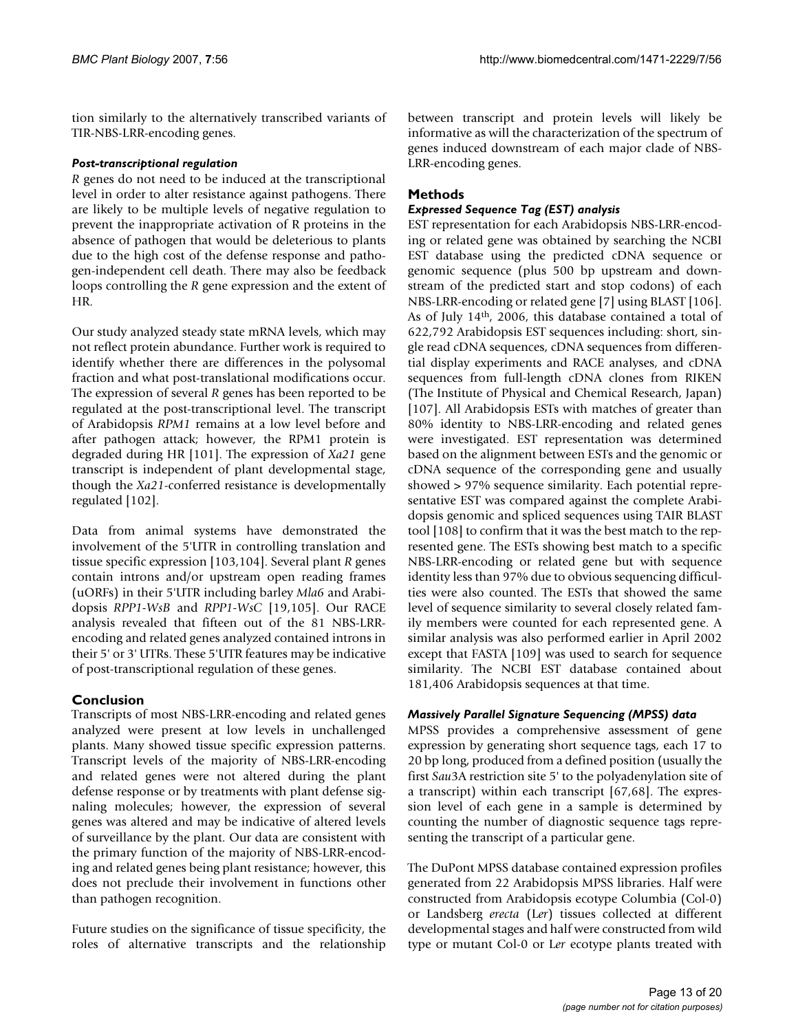tion similarly to the alternatively transcribed variants of TIR-NBS-LRR-encoding genes.

#### *Post-transcriptional regulation*

*R* genes do not need to be induced at the transcriptional level in order to alter resistance against pathogens. There are likely to be multiple levels of negative regulation to prevent the inappropriate activation of R proteins in the absence of pathogen that would be deleterious to plants due to the high cost of the defense response and pathogen-independent cell death. There may also be feedback loops controlling the *R* gene expression and the extent of HR.

Our study analyzed steady state mRNA levels, which may not reflect protein abundance. Further work is required to identify whether there are differences in the polysomal fraction and what post-translational modifications occur. The expression of several *R* genes has been reported to be regulated at the post-transcriptional level. The transcript of Arabidopsis *RPM1* remains at a low level before and after pathogen attack; however, the RPM1 protein is degraded during HR [101]. The expression of *Xa21* gene transcript is independent of plant developmental stage, though the *Xa21*-conferred resistance is developmentally regulated [102].

Data from animal systems have demonstrated the involvement of the 5'UTR in controlling translation and tissue specific expression [103,104]. Several plant *R* genes contain introns and/or upstream open reading frames (uORFs) in their 5'UTR including barley *Mla6* and Arabidopsis *RPP1-WsB* and *RPP1-WsC* [19,105]. Our RACE analysis revealed that fifteen out of the 81 NBS-LRR-encoding and related genes analyzed contained introns in their 5' or 3' UTRs. These 5'UTR features may be indicative of post-transcriptional regulation of these genes.

## Conclusion

Transcripts of most NBS-LRR-encoding and related genes analyzed were present at low levels in unchallenged plants. Many showed tissue specific expression patterns. Transcript levels of the majority of NBS-LRR-encoding and related genes were not altered during the plant defense response or by treatments with plant defense signaling molecules; however, the expression of several genes was altered and may be indicative of altered levels of surveillance by the plant. Our data are consistent with the primary function of the majority of NBS-LRR-encoding and related genes being plant resistance; however, this does not preclude their involvement in functions other than pathogen recognition.

Future studies on the significance of tissue specificity, the roles of alternative transcripts and the relationship between transcript and protein levels will likely be informative as will the characterization of the spectrum of genes induced downstream of each major clade of NBS-LRR-encoding genes.

## Methods

#### *Expressed Sequence Tag (EST) analysis*

EST representation for each Arabidopsis NBS-LRR-encoding or related gene was obtained by searching the NCBI EST database using the predicted cDNA sequence or genomic sequence (plus 500 bp upstream and downstream of the predicted start and stop codons) of each NBS-LRR-encoding or related gene [7] using BLAST [106]. As of July 14th, 2006, this database contained a total of 622,792 Arabidopsis EST sequences including: short, single read cDNA sequences, cDNA sequences from differential display experiments and RACE analyses, and cDNA sequences from full-length cDNA clones from RIKEN (The Institute of Physical and Chemical Research, Japan) [107]. All Arabidopsis ESTs with matches of greater than 80% identity to NBS-LRR-encoding and related genes were investigated. EST representation was determined based on the alignment between ESTs and the genomic or cDNA sequence of the corresponding gene and usually showed > 97% sequence similarity. Each potential representative EST was compared against the complete Arabidopsis genomic and spliced sequences using TAIR BLAST tool [108] to confirm that it was the best match to the represented gene. The ESTs showing best match to a specific NBS-LRR-encoding or related gene but with sequence identity less than 97% due to obvious sequencing difficulties were also counted. The ESTs that showed the same level of sequence similarity to several closely related family members were counted for each represented gene. A similar analysis was also performed earlier in April 2002 except that FASTA [109] was used to search for sequence similarity. The NCBI EST database contained about 181,406 Arabidopsis sequences at that time.

#### *Massively Parallel Signature Sequencing (MPSS) data*

MPSS provides a comprehensive assessment of gene expression by generating short sequence tags, each 17 to 20 bp long, produced from a defined position (usually the first *Sau*3A restriction site 5' to the polyadenylation site of a transcript) within each transcript [67,68]. The expression level of each gene in a sample is determined by counting the number of diagnostic sequence tags representing the transcript of a particular gene.

The DuPont MPSS database contained expression profiles generated from 22 Arabidopsis MPSS libraries. Half were constructed from Arabidopsis ecotype Columbia (Col-0) or Landsberg *erecta* (L*er*) tissues collected at different developmental stages and half were constructed from wild type or mutant Col-0 or L*er* ecotype plants treated with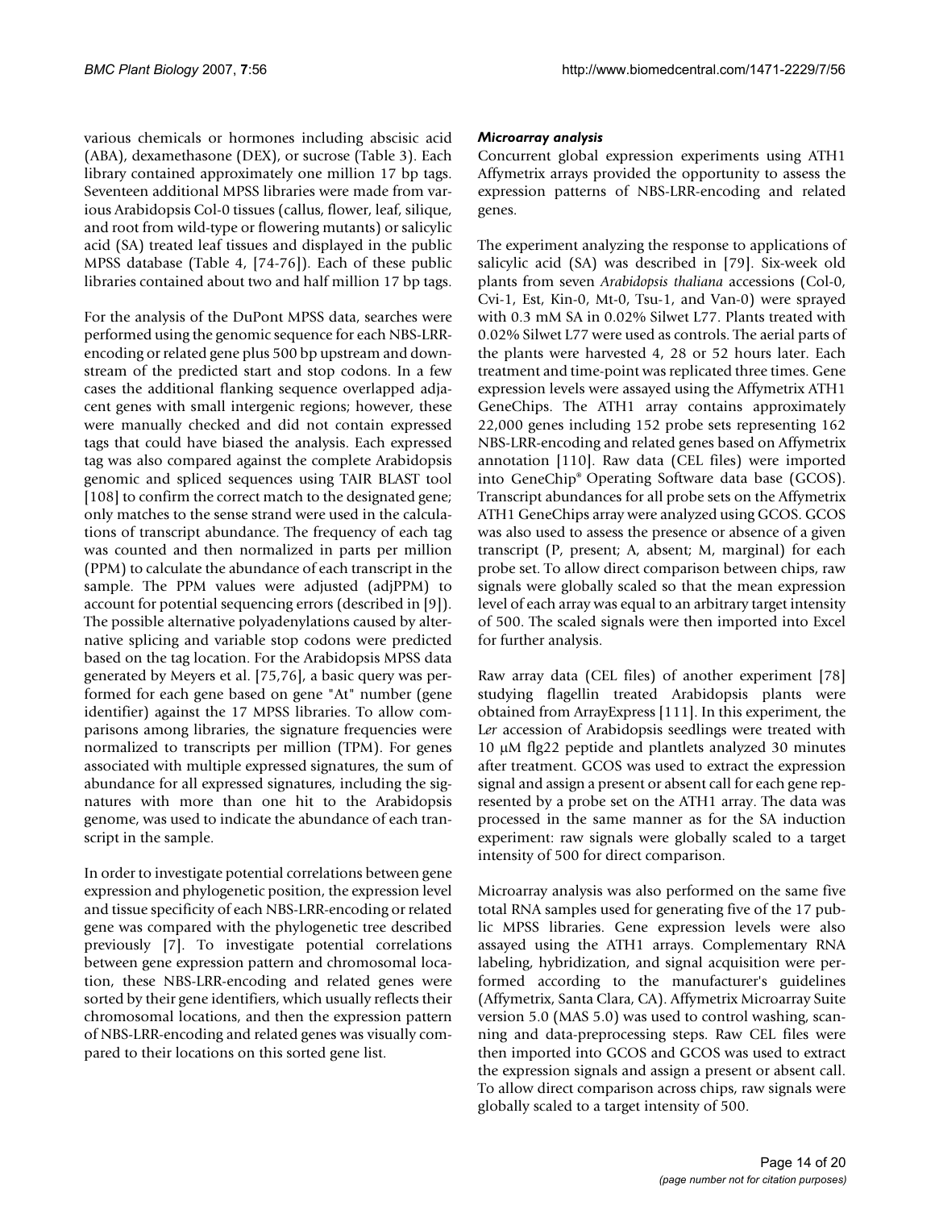various chemicals or hormones including abscisic acid (ABA), dexamethasone (DEX), or sucrose (Table 3). Each library contained approximately one million 17 bp tags. Seventeen additional MPSS libraries were made from various Arabidopsis Col-0 tissues (callus, flower, leaf, silique, and root from wild-type or flowering mutants) or salicylic acid (SA) treated leaf tissues and displayed in the public MPSS database (Table 4, [74-76]). Each of these public libraries contained about two and half million 17 bp tags.

For the analysis of the DuPont MPSS data, searches were performed using the genomic sequence for each NBS-LRR-encoding or related gene plus 500 bp upstream and downstream of the predicted start and stop codons. In a few cases the additional flanking sequence overlapped adjacent genes with small intergenic regions; however, these were manually checked and did not contain expressed tags that could have biased the analysis. Each expressed tag was also compared against the complete Arabidopsis genomic and spliced sequences using TAIR BLAST tool [108] to confirm the correct match to the designated gene; only matches to the sense strand were used in the calculations of transcript abundance. The frequency of each tag was counted and then normalized in parts per million (PPM) to calculate the abundance of each transcript in the sample. The PPM values were adjusted (adjPPM) to account for potential sequencing errors (described in [9]). The possible alternative polyadenylations caused by alternative splicing and variable stop codons were predicted based on the tag location. For the Arabidopsis MPSS data generated by Meyers et al. [75,76], a basic query was performed for each gene based on gene "At" number (gene identifier) against the 17 MPSS libraries. To allow comparisons among libraries, the signature frequencies were normalized to transcripts per million (TPM). For genes associated with multiple expressed signatures, the sum of abundance for all expressed signatures, including the signatures with more than one hit to the Arabidopsis genome, was used to indicate the abundance of each transcript in the sample.

In order to investigate potential correlations between gene expression and phylogenetic position, the expression level and tissue specificity of each NBS-LRR-encoding or related gene was compared with the phylogenetic tree described previously [7]. To investigate potential correlations between gene expression pattern and chromosomal location, these NBS-LRR-encoding and related genes were sorted by their gene identifiers, which usually reflects their chromosomal locations, and then the expression pattern of NBS-LRR-encoding and related genes was visually compared to their locations on this sorted gene list.

### *Microarray analysis*

Concurrent global expression experiments using ATH1 Affymetrix arrays provided the opportunity to assess the expression patterns of NBS-LRR-encoding and related genes.

The experiment analyzing the response to applications of salicylic acid (SA) was described in [79]. Six-week old plants from seven *Arabidopsis thaliana* accessions (Col-0, Cvi-1, Est, Kin-0, Mt-0, Tsu-1, and Van-0) were sprayed with 0.3 mM SA in 0.02% Silwet L77. Plants treated with 0.02% Silwet L77 were used as controls. The aerial parts of the plants were harvested 4, 28 or 52 hours later. Each treatment and time-point was replicated three times. Gene expression levels were assayed using the Affymetrix ATH1 GeneChips. The ATH1 array contains approximately 22,000 genes including 152 probe sets representing 162 NBS-LRR-encoding and related genes based on Affymetrix annotation [110]. Raw data (CEL files) were imported into GeneChip® Operating Software data base (GCOS). Transcript abundances for all probe sets on the Affymetrix ATH1 GeneChips array were analyzed using GCOS. GCOS was also used to assess the presence or absence of a given transcript (P, present; A, absent; M, marginal) for each probe set. To allow direct comparison between chips, raw signals were globally scaled so that the mean expression level of each array was equal to an arbitrary target intensity of 500. The scaled signals were then imported into Excel for further analysis.

Raw array data (CEL files) of another experiment [78] studying flagellin treated Arabidopsis plants were obtained from ArrayExpress [111]. In this experiment, the L*er* accession of Arabidopsis seedlings were treated with 10 μM flg22 peptide and plantlets analyzed 30 minutes after treatment. GCOS was used to extract the expression signal and assign a present or absent call for each gene represented by a probe set on the ATH1 array. The data was processed in the same manner as for the SA induction experiment: raw signals were globally scaled to a target intensity of 500 for direct comparison.

Microarray analysis was also performed on the same five total RNA samples used for generating five of the 17 public MPSS libraries. Gene expression levels were also assayed using the ATH1 arrays. Complementary RNA labeling, hybridization, and signal acquisition were performed according to the manufacturer's guidelines (Affymetrix, Santa Clara, CA). Affymetrix Microarray Suite version 5.0 (MAS 5.0) was used to control washing, scanning and data-preprocessing steps. Raw CEL files were then imported into GCOS and GCOS was used to extract the expression signals and assign a present or absent call. To allow direct comparison across chips, raw signals were globally scaled to a target intensity of 500.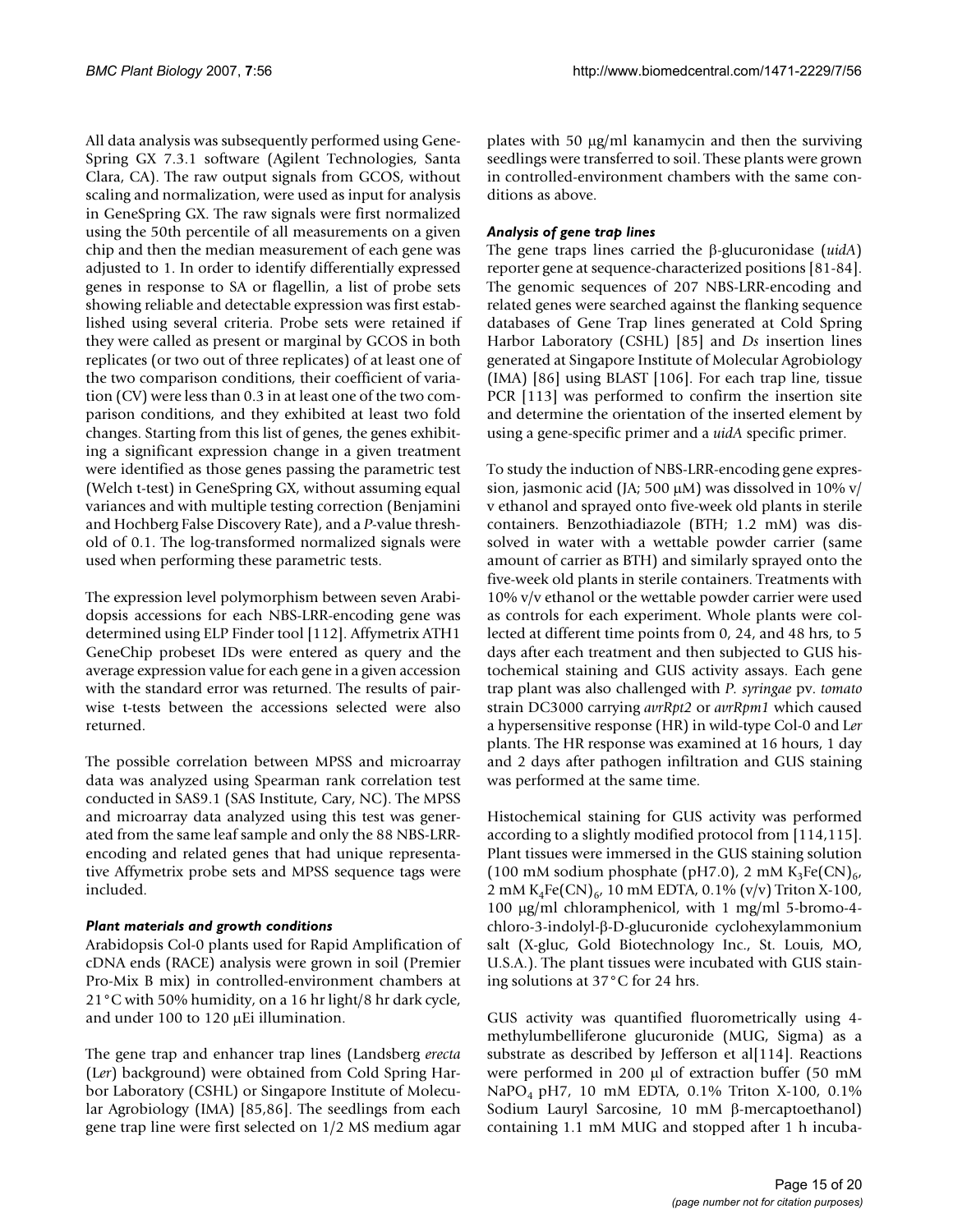All data analysis was subsequently performed using GeneSpring GX 7.3.1 software (Agilent Technologies, Santa Clara, CA). The raw output signals from GCOS, without scaling and normalization, were used as input for analysis in GeneSpring GX. The raw signals were first normalized using the 50th percentile of all measurements on a given chip and then the median measurement of each gene was adjusted to 1. In order to identify differentially expressed genes in response to SA or flagellin, a list of probe sets showing reliable and detectable expression was first established using several criteria. Probe sets were retained if they were called as present or marginal by GCOS in both replicates (or two out of three replicates) of at least one of the two comparison conditions, their coefficient of variation (CV) were less than 0.3 in at least one of the two comparison conditions, and they exhibited at least two fold changes. Starting from this list of genes, the genes exhibiting a significant expression change in a given treatment were identified as those genes passing the parametric test (Welch t-test) in GeneSpring GX, without assuming equal variances and with multiple testing correction (Benjamini and Hochberg False Discovery Rate), and a *P*-value threshold of 0.1. The log-transformed normalized signals were used when performing these parametric tests.

The expression level polymorphism between seven Arabidopsis accessions for each NBS-LRR-encoding gene was determined using ELP Finder tool [112]. Affymetrix ATH1 GeneChip probeset IDs were entered as query and the average expression value for each gene in a given accession with the standard error was returned. The results of pairwise t-tests between the accessions selected were also returned.

The possible correlation between MPSS and microarray data was analyzed using Spearman rank correlation test conducted in SAS9.1 (SAS Institute, Cary, NC). The MPSS and microarray data analyzed using this test was generated from the same leaf sample and only the 88 NBS-LRR-encoding and related genes that had unique representative Affymetrix probe sets and MPSS sequence tags were included.

### *Plant materials and growth conditions*

Arabidopsis Col-0 plants used for Rapid Amplification of cDNA ends (RACE) analysis were grown in soil (Premier Pro-Mix B mix) in controlled-environment chambers at 21°C with 50% humidity, on a 16 hr light/8 hr dark cycle, and under 100 to 120 μEi illumination.

The gene trap and enhancer trap lines (Landsberg *erecta* (L*er*) background) were obtained from Cold Spring Harbor Laboratory (CSHL) or Singapore Institute of Molecular Agrobiology (IMA) [85,86]. The seedlings from each gene trap line were first selected on 1/2 MS medium agar plates with 50 μg/ml kanamycin and then the surviving seedlings were transferred to soil. These plants were grown in controlled-environment chambers with the same conditions as above.

### *Analysis of gene trap lines*

The gene traps lines carried the β-glucuronidase (*uidA*) reporter gene at sequence-characterized positions [81-84]. The genomic sequences of 207 NBS-LRR-encoding and related genes were searched against the flanking sequence databases of Gene Trap lines generated at Cold Spring Harbor Laboratory (CSHL) [85] and *Ds* insertion lines generated at Singapore Institute of Molecular Agrobiology (IMA) [86] using BLAST [106]. For each trap line, tissue PCR [113] was performed to confirm the insertion site and determine the orientation of the inserted element by using a gene-specific primer and a *uidA* specific primer.

To study the induction of NBS-LRR-encoding gene expression, jasmonic acid (JA; 500 μM) was dissolved in 10% v/v ethanol and sprayed onto five-week old plants in sterile containers. Benzothiadiazole (BTH; 1.2 mM) was dissolved in water with a wettable powder carrier (same amount of carrier as BTH) and similarly sprayed onto the five-week old plants in sterile containers. Treatments with 10% v/v ethanol or the wettable powder carrier were used as controls for each experiment. Whole plants were collected at different time points from 0, 24, and 48 hrs, to 5 days after each treatment and then subjected to GUS histochemical staining and GUS activity assays. Each gene trap plant was also challenged with *P. syringae* pv. *tomato* strain DC3000 carrying *avrRpt2* or *avrRpm1* which caused a hypersensitive response (HR) in wild-type Col-0 and L*er* plants. The HR response was examined at 16 hours, 1 day and 2 days after pathogen infiltration and GUS staining was performed at the same time.

Histochemical staining for GUS activity was performed according to a slightly modified protocol from [114,115]. Plant tissues were immersed in the GUS staining solution (100 mM sodium phosphate (pH7.0), 2 mM $K_3Fe(CN)_6$, 2 mM $K_4Fe(CN)_6$, 10 mM EDTA, 0.1% (v/v) Triton X-100, 100 μg/ml chloramphenicol, with 1 mg/ml 5-bromo-4-chloro-3-indolyl-β-D-glucuronide cyclohexylammonium salt (X-gluc, Gold Biotechnology Inc., St. Louis, MO, U.S.A.). The plant tissues were incubated with GUS staining solutions at 37°C for 24 hrs.

GUS activity was quantified fluorometrically using 4-methylumbelliferone glucuronide (MUG, Sigma) as a substrate as described by Jefferson et al[114]. Reactions were performed in 200 μl of extraction buffer (50 mM $NaPO_4$ pH7, 10 mM EDTA, 0.1% Triton X-100, 0.1% Sodium Lauryl Sarcosine, 10 mM β-mercaptoethanol) containing 1.1 mM MUG and stopped after 1 h incuba-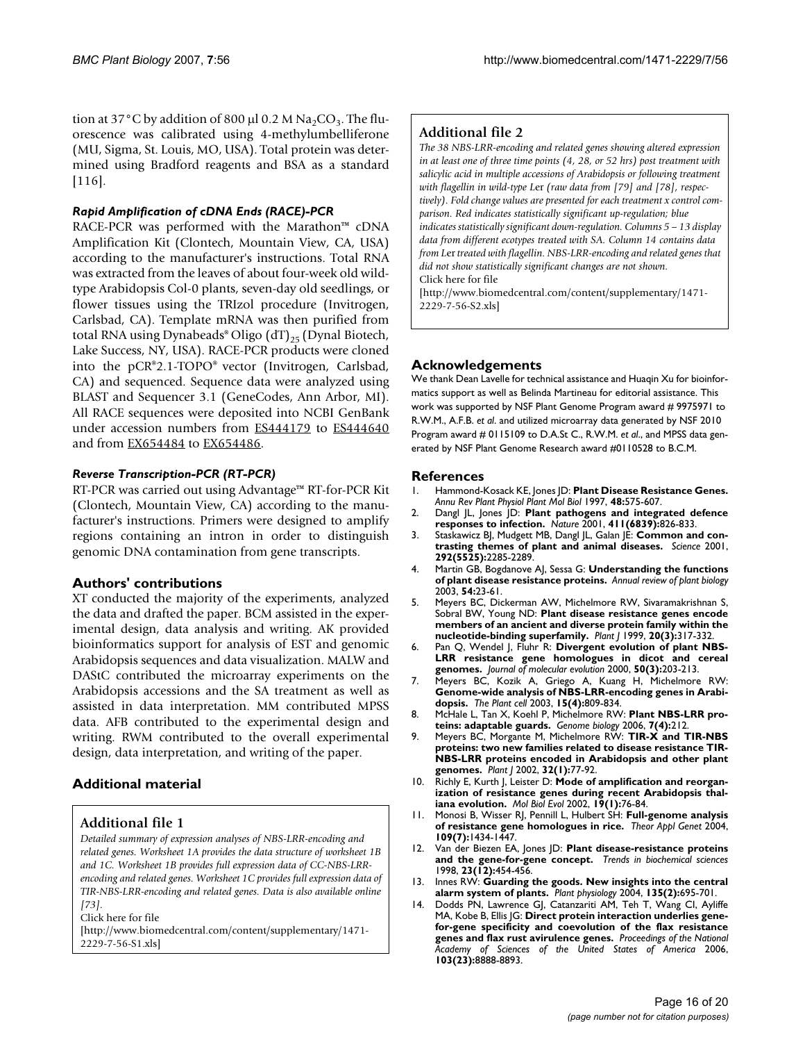tion at 37°C by addition of 800 μl 0.2 M $Na_2CO_3$. The fluorescence was calibrated using 4-methylumbelliferone (MU, Sigma, St. Louis, MO, USA). Total protein was determined using Bradford reagents and BSA as a standard [116].

### *Rapid Amplification of cDNA Ends (RACE)-PCR*

RACE-PCR was performed with the Marathon™ cDNA Amplification Kit (Clontech, Mountain View, CA, USA) according to the manufacturer's instructions. Total RNA was extracted from the leaves of about four-week old wild-type Arabidopsis Col-0 plants, seven-day old seedlings, or flower tissues using the TRIzol procedure (Invitrogen, Carlsbad, CA). Template mRNA was then purified from total RNA using Dynabeads® Oligo $(dT)_{25}$ (Dynal Biotech, Lake Success, NY, USA). RACE-PCR products were cloned into the pCR®2.1-TOPO® vector (Invitrogen, Carlsbad, CA) and sequenced. Sequence data were analyzed using BLAST and Sequencer 3.1 (GeneCodes, Ann Arbor, MI). All RACE sequences were deposited into NCBI GenBank under accession numbers from ES444179 to ES444640 and from EX654484 to EX654486.

### *Reverse Transcription-PCR (RT-PCR)*

RT-PCR was carried out using Advantage™ RT-for-PCR Kit (Clontech, Mountain View, CA) according to the manufacturer's instructions. Primers were designed to amplify regions containing an intron in order to distinguish genomic DNA contamination from gene transcripts.

## Authors' contributions

XT conducted the majority of the experiments, analyzed the data and drafted the paper. BCM assisted in the experimental design, data analysis and writing. AK provided bioinformatics support for analysis of EST and genomic Arabidopsis sequences and data visualization. MALW and DAStC contributed the microarray experiments on the Arabidopsis accessions and the SA treatment as well as assisted in data interpretation. MM contributed MPSS data. AFB contributed to the experimental design and writing. RWM contributed to the overall experimental design, data interpretation, and writing of the paper.

## Additional material

### Additional file 1

*Detailed summary of expression analyses of NBS-LRR-encoding and related genes. Worksheet 1A provides the data structure of worksheet 1B and 1C. Worksheet 1B provides full expression data of CC-NBS-LRR-encoding and related genes. Worksheet 1C provides full expression data of TIR-NBS-LRR-encoding and related genes. Data is also available online [73].*

Click here for file

[http://www.biomedcentral.com/content/supplementary/1471-2229-7-56-S1.xls]

### Additional file 2

*The 38 NBS-LRR-encoding and related genes showing altered expression in at least one of three time points (4, 28, or 52 hrs) post treatment with salicylic acid in multiple accessions of Arabidopsis or following treatment with flagellin in wild-type L*er *(raw data from [79] and [78], respectively). Fold change values are presented for each treatment x control comparison. Red indicates statistically significant up-regulation; blue indicates statistically significant down-regulation. Columns 5 – 13 display data from different ecotypes treated with SA. Column 14 contains data from L*er *treated with flagellin. NBS-LRR-encoding and related genes that did not show statistically significant changes are not shown.*

Click here for file

[http://www.biomedcentral.com/content/supplementary/1471-2229-7-56-S2.xls]

## Acknowledgements

We thank Dean Lavelle for technical assistance and Huaqin Xu for bioinformatics support as well as Belinda Martineau for editorial assistance. This work was supported by NSF Plant Genome Program award # 9975971 to R.W.M., A.F.B. *et al.* and utilized microarray data generated by NSF 2010 Program award # 0115109 to D.A.St C., R.W.M. *et al.*, and MPSS data generated by NSF Plant Genome Research award #0110528 to B.C.M.

## References

1. Hammond-Kosack KE, Jones JD: **Plant Disease Resistance Genes.** *Annu Rev Plant Physiol Plant Mol Biol* 1997, **48:**575-607.
2. Dangl JL, Jones JD: **Plant pathogens and integrated defence responses to infection.** *Nature* 2001, **411(6839):**826-833.
3. Staskawicz BJ, Mudgett MB, Dangl JL, Galan JE: **Common and contrasting themes of plant and animal diseases.** *Science* 2001, **292(5525):**2285-2289.
4. Martin GB, Bogdanove AJ, Sessa G: **Understanding the functions of plant disease resistance proteins.** *Annual review of plant biology* 2003, **54:**23-61.
5. Meyers BC, Dickerman AW, Michelmore RW, Sivaramakrishnan S, Sobral BW, Young ND: **Plant disease resistance genes encode members of an ancient and diverse protein family within the nucleotide-binding superfamily.** *Plant J* 1999, **20(3):**317-332.
6. Pan Q, Wendel J, Fluhr R: **Divergent evolution of plant NBS-LRR resistance gene homologues in dicot and cereal genomes.** *Journal of molecular evolution* 2000, **50(3):**203-213.
7. Meyers BC, Kozik A, Griego A, Kuang H, Michelmore RW: **Genome-wide analysis of NBS-LRR-encoding genes in Arabidopsis.** *The Plant cell* 2003, **15(4):**809-834.
8. McHale L, Tan X, Koehl P, Michelmore RW: **Plant NBS-LRR proteins: adaptable guards.** *Genome biology* 2006, **7(4):**212.
9. Meyers BC, Morgante M, Michelmore RW: **TIR-X and TIR-NBS proteins: two new families related to disease resistance TIR-NBS-LRR proteins encoded in Arabidopsis and other plant genomes.** *Plant J* 2002, **32(1):**77-92.
10. Richly E, Kurth J, Leister D: **Mode of amplification and reorganization of resistance genes during recent Arabidopsis thaliana evolution.** *Mol Biol Evol* 2002, **19(1):**76-84.
11. Monosi B, Wisser RJ, Pennill L, Hulbert SH: **Full-genome analysis of resistance gene homologues in rice.** *Theor Appl Genet* 2004, **109(7):**1434-1447.
12. Van der Biezen EA, Jones JD: **Plant disease-resistance proteins and the gene-for-gene concept.** *Trends in biochemical sciences* 1998, **23(12):**454-456.
13. Innes RW: **Guarding the goods. New insights into the central alarm system of plants.** *Plant physiology* 2004, **135(2):**695-701.
14. Dodds PN, Lawrence GJ, Catanzariti AM, Teh T, Wang CI, Ayliffe MA, Kobe B, Ellis JG: **Direct protein interaction underlies gene-for-gene specificity and coevolution of the flax resistance genes and flax rust avirulence genes.** *Proceedings of the National Academy of Sciences of the United States of America* 2006, **103(23):**8888-8893.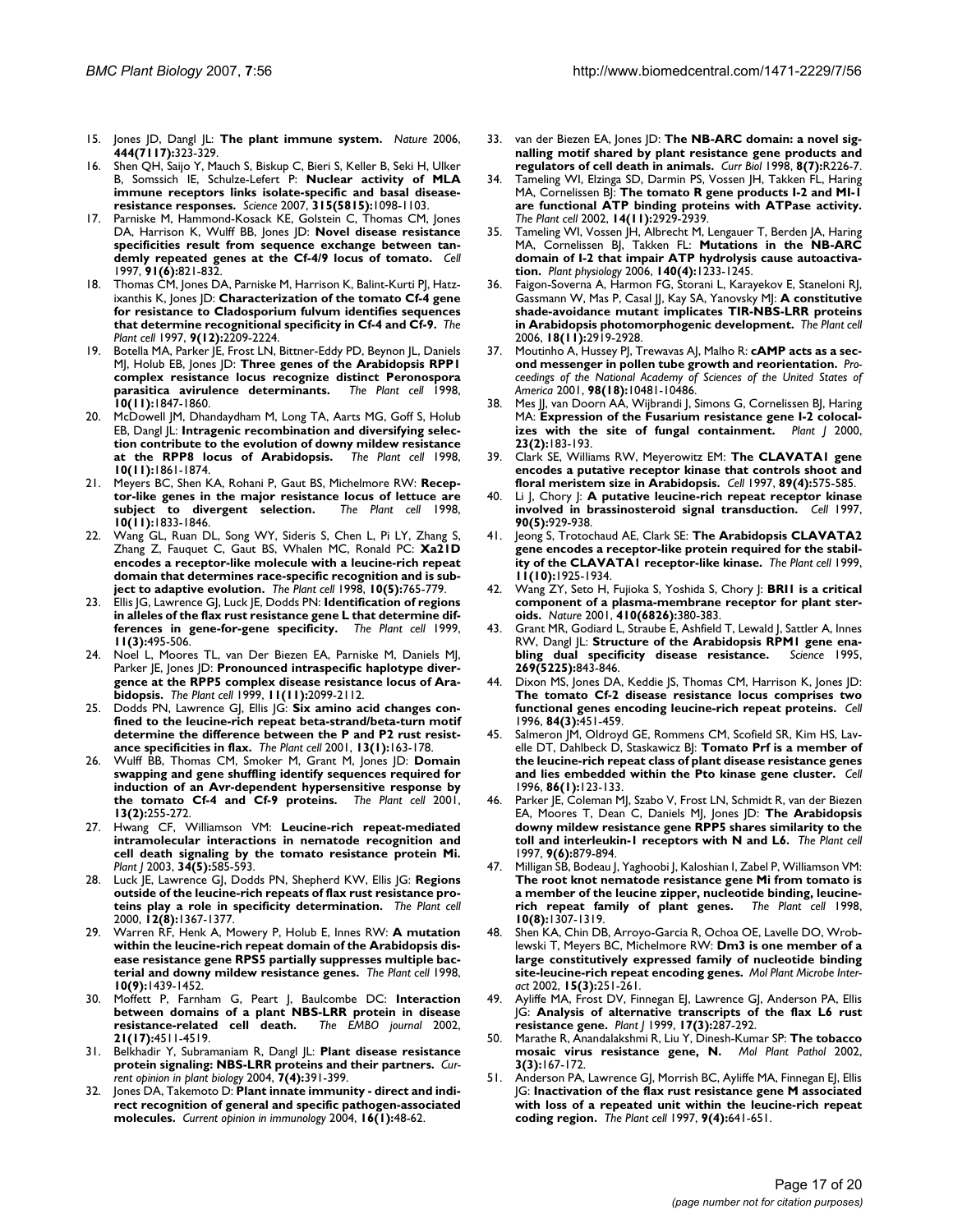15. Jones JD, Dangl JL: **The plant immune system.** *Nature* 2006, **444(7117)**:323-329.
16. Shen QH, Saijo Y, Mauch S, Biskup C, Bieri S, Keller B, Seki H, Ulker B, Somssich IE, Schulze-Lefert P: **Nuclear activity of MLA immune receptors links isolate-specific and basal disease-resistance responses.** *Science* 2007, **315(5815)**:1098-1103.
17. Parniske M, Hammond-Kosack KE, Golstein C, Thomas CM, Jones DA, Harrison K, Wulff BB, Jones JD: **Novel disease resistance specificities result from sequence exchange between tandemly repeated genes at the Cf-4/9 locus of tomato.** *Cell* 1997, **91(6)**:821-832.
18. Thomas CM, Jones DA, Parniske M, Harrison K, Balint-Kurti PJ, Hatzixanthis K, Jones JD: **Characterization of the tomato Cf-4 gene for resistance to Cladosporium fulvum identifies sequences that determine recognitional specificity in Cf-4 and Cf-9.** *The Plant cell* 1997, **9(12)**:2209-2224.
19. Botella MA, Parker JE, Frost LN, Bittner-Eddy PD, Beynon JL, Daniels MJ, Holub EB, Jones JD: **Three genes of the Arabidopsis RPP1 complex resistance locus recognize distinct Peronospora parasitica avirulence determinants.** *The Plant cell* 1998, **10(11)**:1847-1860.
20. McDowell JM, Dhandaydham M, Long TA, Aarts MG, Goff S, Holub EB, Dangl JL: **Intragenic recombination and diversifying selection contribute to the evolution of downy mildew resistance at the RPP8 locus of Arabidopsis.** *The Plant cell* 1998, **10(11)**:1861-1874.
21. Meyers BC, Shen KA, Rohani P, Gaut BS, Michelmore RW: **Receptor-like genes in the major resistance locus of lettuce are subject to divergent selection.** *The Plant cell* 1998, **10(11)**:1833-1846.
22. Wang GL, Ruan DL, Song WY, Sideris S, Chen L, Pi LY, Zhang S, Zhang Z, Fauquet C, Gaut BS, Whalen MC, Ronald PC: **Xa21D encodes a receptor-like molecule with a leucine-rich repeat domain that determines race-specific recognition and is subject to adaptive evolution.** *The Plant cell* 1998, **10(5)**:765-779.
23. Ellis JG, Lawrence GJ, Luck JE, Dodds PN: **Identification of regions in alleles of the flax rust resistance gene L that determine differences in gene-for-gene specificity.** *The Plant cell* 1999, **11(3)**:495-506.
24. Noel L, Moores TL, van Der Biezen EA, Parniske M, Daniels MJ, Parker JE, Jones JD: **Pronounced intraspecific haplotype divergence at the RPP5 complex disease resistance locus of Arabidopsis.** *The Plant cell* 1999, **11(11)**:2099-2112.
25. Dodds PN, Lawrence GJ, Ellis JG: **Six amino acid changes confined to the leucine-rich repeat beta-strand/beta-turn motif determine the difference between the P and P2 rust resistance specificities in flax.** *The Plant cell* 2001, **13(1)**:163-178.
26. Wulff BB, Thomas CM, Smoker M, Grant M, Jones JD: **Domain swapping and gene shuffling identify sequences required for induction of an Avr-dependent hypersensitive response by the tomato Cf-4 and Cf-9 proteins.** *The Plant cell* 2001, **13(2)**:255-272.
27. Hwang CF, Williamson VM: **Leucine-rich repeat-mediated intramolecular interactions in nematode recognition and cell death signaling by the tomato resistance protein Mi.** *Plant J* 2003, **34(5)**:585-593.
28. Luck JE, Lawrence GJ, Dodds PN, Shepherd KW, Ellis JG: **Regions outside of the leucine-rich repeats of flax rust resistance proteins play a role in specificity determination.** *The Plant cell* 2000, **12(8)**:1367-1377.
29. Warren RF, Henk A, Mowery P, Holub E, Innes RW: **A mutation within the leucine-rich repeat domain of the Arabidopsis disease resistance gene RPS5 partially suppresses multiple bacterial and downy mildew resistance genes.** *The Plant cell* 1998, **10(9)**:1439-1452.
30. Moffett P, Farnham G, Peart J, Baulcombe DC: **Interaction between domains of a plant NBS-LRR protein in disease resistance-related cell death.** *The EMBO journal* 2002, **21(17)**:4511-4519.
31. Belkhadir Y, Subramaniam R, Dangl JL: **Plant disease resistance protein signaling: NBS-LRR proteins and their partners.** *Current opinion in plant biology* 2004, **7(4)**:391-399.
32. Jones DA, Takemoto D: **Plant innate immunity - direct and indirect recognition of general and specific pathogen-associated molecules.** *Current opinion in immunology* 2004, **16(1)**:48-62.
33. van der Biezen EA, Jones JD: **The NB-ARC domain: a novel signalling motif shared by plant resistance gene products and regulators of cell death in animals.** *Curr Biol* 1998, **8(7)**:R226-7.
34. Tameling WI, Elzinga SD, Darmin PS, Vossen JH, Takken FL, Haring MA, Cornelissen BJ: **The tomato R gene products I-2 and MI-1 are functional ATP binding proteins with ATPase activity.** *The Plant cell* 2002, **14(11)**:2929-2939.
35. Tameling WI, Vossen JH, Albrecht M, Lengauer T, Berden JA, Haring MA, Cornelissen BJ, Takken FL: **Mutations in the NB-ARC domain of I-2 that impair ATP hydrolysis cause autoactivation.** *Plant physiology* 2006, **140(4)**:1233-1245.
36. Faigon-Soverna A, Harmon FG, Storani L, Karayekov E, Staneloni RJ, Gassmann W, Mas P, Casal JJ, Kay SA, Yanovsky MJ: **A constitutive shade-avoidance mutant implicates TIR-NBS-LRR proteins in Arabidopsis photomorphogenic development.** *The Plant cell* 2006, **18(11)**:2919-2928.
37. Moutinho A, Hussey PJ, Trewavas AJ, Malho R: **cAMP acts as a second messenger in pollen tube growth and reorientation.** *Proceedings of the National Academy of Sciences of the United States of America* 2001, **98(18)**:10481-10486.
38. Mes JJ, van Doorn AA, Wijbrandi J, Simons G, Cornelissen BJ, Haring MA: **Expression of the Fusarium resistance gene I-2 colocalizes with the site of fungal containment.** *Plant J* 2000, **23(2)**:183-193.
39. Clark SE, Williams RW, Meyerowitz EM: **The CLAVATA1 gene encodes a putative receptor kinase that controls shoot and floral meristem size in Arabidopsis.** *Cell* 1997, **89(4)**:575-585.
40. Li J, Chory J: **A putative leucine-rich repeat receptor kinase involved in brassinosteroid signal transduction.** *Cell* 1997, **90(5)**:929-938.
41. Jeong S, Trotochaud AE, Clark SE: **The Arabidopsis CLAVATA2 gene encodes a receptor-like protein required for the stability of the CLAVATA1 receptor-like kinase.** *The Plant cell* 1999, **11(10)**:1925-1934.
42. Wang ZY, Seto H, Fujioka S, Yoshida S, Chory J: **BRI1 is a critical component of a plasma-membrane receptor for plant steroids.** *Nature* 2001, **410(6826)**:380-383.
43. Grant MR, Godiard L, Straube E, Ashfield T, Lewald J, Sattler A, Innes RW, Dangl JL: **Structure of the Arabidopsis RPM1 gene enabling dual specificity disease resistance.** *Science* 1995, **269(5225)**:843-846.
44. Dixon MS, Jones DA, Keddie JS, Thomas CM, Harrison K, Jones JD: **The tomato Cf-2 disease resistance locus comprises two functional genes encoding leucine-rich repeat proteins.** *Cell* 1996, **84(3)**:451-459.
45. Salmeron JM, Oldroyd GE, Rommens CM, Scofield SR, Kim HS, Lavelle DT, Dahlbeck D, Staskawicz BJ: **Tomato Prf is a member of the leucine-rich repeat class of plant disease resistance genes and lies embedded within the Pto kinase gene cluster.** *Cell* 1996, **86(1)**:123-133.
46. Parker JE, Coleman MJ, Szabo V, Frost LN, Schmidt R, van der Biezen EA, Moores T, Dean C, Daniels MJ, Jones JD: **The Arabidopsis downy mildew resistance gene RPP5 shares similarity to the toll and interleukin-1 receptors with N and L6.** *The Plant cell* 1997, **9(6)**:879-894.
47. Milligan SB, Bodeau J, Yaghoobi J, Kaloshian I, Zabel P, Williamson VM: **The root knot nematode resistance gene Mi from tomato is a member of the leucine zipper, nucleotide binding, leucine-rich repeat family of plant genes.** *The Plant cell* 1998, **10(8)**:1307-1319.
48. Shen KA, Chin DB, Arroyo-Garcia R, Ochoa OE, Lavelle DO, Wroblewski T, Meyers BC, Michelmore RW: **Dm3 is one member of a large constitutively expressed family of nucleotide binding site-leucine-rich repeat encoding genes.** *Mol Plant Microbe Interact* 2002, **15(3)**:251-261.
49. Ayliffe MA, Frost DV, Finnegan EJ, Lawrence GJ, Anderson PA, Ellis JG: **Analysis of alternative transcripts of the flax L6 rust resistance gene.** *Plant J* 1999, **17(3)**:287-292.
50. Marathe R, Anandalakshmi R, Liu Y, Dinesh-Kumar SP: **The tobacco mosaic virus resistance gene, N.** *Mol Plant Pathol* 2002, **3(3)**:167-172.
51. Anderson PA, Lawrence GJ, Morrish BC, Ayliffe MA, Finnegan EJ, Ellis JG: **Inactivation of the flax rust resistance gene M associated with loss of a repeated unit within the leucine-rich repeat coding region.** *The Plant cell* 1997, **9(4)**:641-651.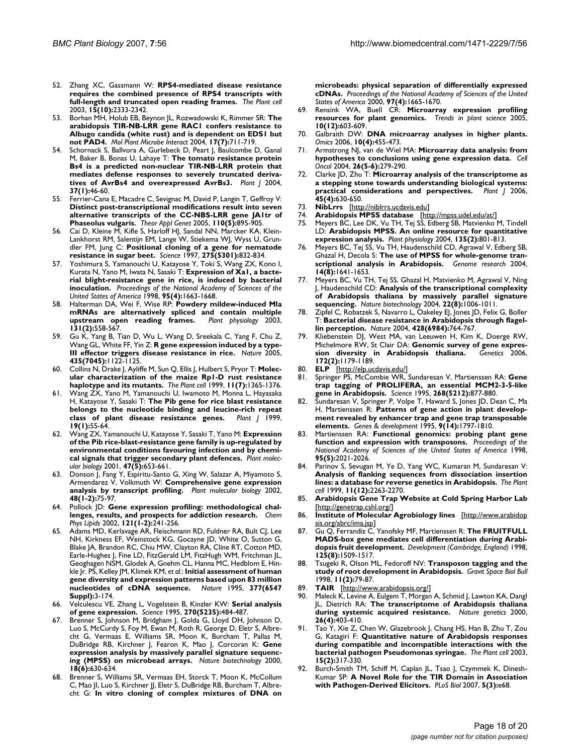52. Zhang XC, Gassmann W: **RPS4-mediated disease resistance requires the combined presence of RPS4 transcripts with full-length and truncated open reading frames.** *The Plant cell* 2003, **15(10):**2333-2342.
53. Borhan MH, Holub EB, Beynon JL, Rozwadowski K, Rimmer SR: **The arabidopsis TIR-NB-LRR gene RAC1 confers resistance to Albugo candida (white rust) and is dependent on EDS1 but not PAD4.** *Mol Plant Microbe Interact* 2004, **17(7):**711-719.
54. Schornack S, Ballvora A, Gurlebeck D, Peart J, Baulcombe D, Ganal M, Baker B, Bonas U, Lahaye T: **The tomato resistance protein Bs4 is a predicted non-nuclear TIR-NB-LRR protein that mediates defense responses to severely truncated derivatives of AvrBs4 and overexpressed AvrBs3.** *Plant J* 2004, **37(1):**46-60.
55. Ferrier-Cana E, Macadre C, Sevignac M, David P, Langin T, Geffroy V: **Distinct post-transcriptional modifications result into seven alternative transcripts of the CC-NBS-LRR gene JA1tr of Phaseolus vulgaris.** *Theor Appl Genet* 2005, **110(5):**895-905.
56. Cai D, Kleine M, Kifle S, Harloff HJ, Sandal NN, Marcker KA, Klein-Lankhorst RM, Salentijn EM, Lange W, Stiekema WJ, Wyss U, Grundler FM, Jung C: **Positional cloning of a gene for nematode resistance in sugar beet.** *Science* 1997, **275(5301):**832-834.
57. Yoshimura S, Yamanouchi U, Katayose Y, Toki S, Wang ZX, Kono I, Kurata N, Yano M, Iwata N, Sasaki T: **Expression of Xa1, a bacterial blight-resistance gene in rice, is induced by bacterial inoculation.** *Proceedings of the National Academy of Sciences of the United States of America* 1998, **95(4):**1663-1668.
58. Halterman DA, Wei F, Wise RP: **Powdery mildew-induced Mla mRNAs are alternatively spliced and contain multiple upstream open reading frames.** *Plant physiology* 2003, **131(2):**558-567.
59. Gu K, Yang B, Tian D, Wu L, Wang D, Sreekala C, Yang F, Chu Z, Wang GL, White FF, Yin Z: **R gene expression induced by a type-III effector triggers disease resistance in rice.** *Nature* 2005, **435(7045):**1122-1125.
60. Collins N, Drake J, Ayliffe M, Sun Q, Ellis J, Hulbert S, Pryor T: **Molecular characterization of the maize Rp1-D rust resistance haplotype and its mutants.** *The Plant cell* 1999, **11(7):**1365-1376.
61. Wang ZX, Yano M, Yamanouchi U, Iwamoto M, Monna L, Hayasaka H, Katayose Y, Sasaki T: **The Pib gene for rice blast resistance belongs to the nucleotide binding and leucine-rich repeat class of plant disease resistance genes.** *Plant J* 1999, **19(1):**55-64.
62. Wang ZX, Yamanouchi U, Katayose Y, Sasaki T, Yano M: **Expression of the Pib rice-blast-resistance gene family is up-regulated by environmental conditions favouring infection and by chemical signals that trigger secondary plant defences.** *Plant molecular biology* 2001, **47(5):**653-661.
63. Donson J, Fang Y, Espiritu-Santo G, Xing W, Salazar A, Miyamoto S, Armendarez V, Volkmuth W: **Comprehensive gene expression analysis by transcript profiling.** *Plant molecular biology* 2002, **48(1-2):**75-97.
64. Pollock JD: **Gene expression profiling: methodological challenges, results, and prospects for addiction research.** *Chem Phys Lipids* 2002, **121(1-2):**241-256.
65. Adams MD, Kerlavage AR, Fleischmann RD, Fuldner RA, Bult CJ, Lee NH, Kirkness EF, Weinstock KG, Gocayne JD, White O, Sutton G, Blake JA, Brandon RC, Chiu MW, Clayton RA, Cline RT, Cotton MD, Earle-Hughes J, Fine LD, FitzGerald LM, FitzHugh WM, Fritchman JL, Geoghagen NSM, Glodek A, Gnehm CL, Hanna MC, Hedblom E, Hinkle Jr. PS, Kelley JM, Klimek KM, *et al.*: **Initial assessment of human gene diversity and expression patterns based upon 83 million nucleotides of cDNA sequence.** *Nature* 1995, **377(6547 Suppl):**3-174.
66. Velculescu VE, Zhang L, Vogelstein B, Kinzler KW: **Serial analysis of gene expression.** *Science* 1995, **270(5235):**484-487.
67. Brenner S, Johnson M, Bridgham J, Golda G, Lloyd DH, Johnson D, Luo S, McCurdy S, Foy M, Ewan M, Roth R, George D, Eletr S, Albrecht G, Vermaas E, Williams SR, Moon K, Burcham T, Pallas M, DuBridge RB, Kirchner J, Fearon K, Mao J, Corcoran K: **Gene expression analysis by massively parallel signature sequencing (MPSS) on microbead arrays.** *Nature biotechnology* 2000, **18(6):**630-634.
68. Brenner S, Williams SR, Vermaas EH, Storck T, Moon K, McCollum C, Mao JI, Luo S, Kirchner JJ, Eletr S, DuBridge RB, Burcham T, Albrecht G: **In vitro cloning of complex mixtures of DNA on microbeads: physical separation of differentially expressed cDNAs.** *Proceedings of the National Academy of Sciences of the United States of America* 2000, **97(4):**1665-1670.
69. Rensink WA, Buell CR: **Microarray expression profiling resources for plant genomics.** *Trends in plant science* 2005, **10(12):**603-609.
70. Galbraith DW: **DNA microarray analyses in higher plants.** *Omics* 2006, **10(4):**455-473.
71. Armstrong NJ, van de Wiel MA: **Microarray data analysis: from hypotheses to conclusions using gene expression data.** *Cell Oncol* 2004, **26(5-6):**279-290.
72. Clarke JD, Zhu T: **Microarray analysis of the transcriptome as a stepping stone towards understanding biological systems: practical considerations and perspectives.** *Plant J* 2006, **45(4):**630-650.
73. **NibLrrs** [http://niblrrs.ucdavis.edu]
74. **Arabidopsis MPSS database** [http://mpss.udel.edu/at/]
75. Meyers BC, Lee DK, Vu TH, Tej SS, Edberg SB, Matvienko M, Tindell LD: **Arabidopsis MPSS. An online resource for quantitative expression analysis.** *Plant physiology* 2004, **135(2):**801-813.
76. Meyers BC, Tej SS, Vu TH, Haudenschild CD, Agrawal V, Edberg SB, Ghazal H, Decola S: **The use of MPSS for whole-genome transcriptional analysis in Arabidopsis.** *Genome research* 2004, **14(8):**1641-1653.
77. Meyers BC, Vu TH, Tej SS, Ghazal H, Matvienko M, Agrawal V, Ning J, Haudenschild CD: **Analysis of the transcriptional complexity of Arabidopsis thaliana by massively parallel signature sequencing.** *Nature biotechnology* 2004, **22(8):**1006-1011.
78. Zipfel C, Robatzek S, Navarro L, Oakeley EJ, Jones JD, Felix G, Boller T: **Bacterial disease resistance in Arabidopsis through flagellin perception.** *Nature* 2004, **428(6984):**764-767.
79. Kliebenstein DJ, West MA, van Leeuwen H, Kim K, Doerge RW, Michelmore RW, St Clair DA: **Genomic survey of gene expression diversity in Arabidopsis thaliana.** *Genetics* 2006, **172(2):**1179-1189.
80. **ELP** [http://elp.ucdavis.edu/]
81. Springer PS, McCombie WR, Sundaresan V, Martienssen RA: **Gene trap tagging of PROLIFERA, an essential MCM2-3-5-like gene in Arabidopsis.** *Science* 1995, **268(5212):**877-880.
82. Sundaresan V, Springer P, Volpe T, Haward S, Jones JD, Dean C, Ma H, Martienssen R: **Patterns of gene action in plant development revealed by enhancer trap and gene trap transposable elements.** *Genes & development* 1995, **9(14):**1797-1810.
83. Martienssen RA: **Functional genomics: probing plant gene function and expression with transposons.** *Proceedings of the National Academy of Sciences of the United States of America* 1998, **95(5):**2021-2026.
84. Parinov S, Sevugan M, Ye D, Yang WC, Kumaran M, Sundaresan V: **Analysis of flanking sequences from dissociation insertion lines: a database for reverse genetics in Arabidopsis.** *The Plant cell* 1999, **11(12):**2263-2270.
85. **Arabidopsis Gene Trap Website at Cold Spring Harbor Lab** [http://genetrap.cshl.org/]
86. **Institute of Molecular Agrobiology lines** [http://www.arabidopsis.org/abrc/ima.jsp]
87. Gu Q, Ferrandiz C, Yanofsky MF, Martienssen R: **The FRUITFULL MADS-box gene mediates cell differentiation during Arabidopsis fruit development.** *Development (Cambridge, England)* 1998, **125(8):**1509-1517.
88. Tsugeki R, Olson ML, Fedoroff NV: **Transposon tagging and the study of root development in Arabidopsis.** *Gravit Space Biol Bull* 1998, **11(2):**79-87.
89. **TAIR** [http://www.arabidopsis.org/]
90. Maleck K, Levine A, Eulgem T, Morgan A, Schmid J, Lawton KA, Dangl JL, Dietrich RA: **The transcriptome of Arabidopsis thaliana during systemic acquired resistance.** *Nature genetics* 2000, **26(4):**403-410.
91. Tao Y, Xie Z, Chen W, Glazebrook J, Chang HS, Han B, Zhu T, Zou G, Katagiri F: **Quantitative nature of Arabidopsis responses during compatible and incompatible interactions with the bacterial pathogen Pseudomonas syringae.** *The Plant cell* 2003, **15(2):**317-330.
92. Burch-Smith TM, Schiff M, Caplan JL, Tsao J, Czymmek K, Dinesh-Kumar SP: **A Novel Role for the TIR Domain in Association with Pathogen-Derived Elicitors.** *PLoS Biol* 2007, **5(3):**e68.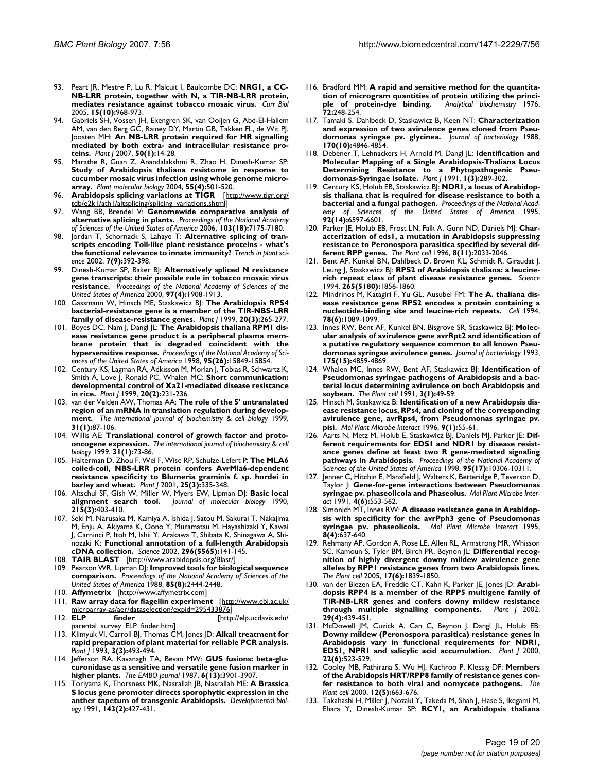93. Peart JR, Mestre P, Lu R, Malcuit I, Baulcombe DC: **NRG1, a CC-NB-LRR protein, together with N, a TIR-NB-LRR protein, mediates resistance against tobacco mosaic virus.** *Curr Biol* 2005, **15(10)**:968-973.
94. Gabriels SH, Vossen JH, Ekengren SK, van Ooijen G, Abd-El-Haliem AM, van den Berg GC, Rainey DY, Martin GB, Takken FL, de Wit PJ, Joosten MH: **An NB-LRR protein required for HR signalling mediated by both extra- and intracellular resistance proteins.** *Plant J* 2007, **50(1)**:14-28.
95. Marathe R, Guan Z, Anandalakshmi R, Zhao H, Dinesh-Kumar SP: **Study of Arabidopsis thaliana resistome in response to cucumber mosaic virus infection using whole genome microarray.** *Plant molecular biology* 2004, **55(4)**:501-520.
96. **Arabidopsis splicing variations at TIGR** [http://www.tigr.org/tdb/e2k1/ath1/altsplicing/splicing_variations.shtml]
97. Wang BB, Brendel V: **Genomewide comparative analysis of alternative splicing in plants.** *Proceedings of the National Academy of Sciences of the United States of America* 2006, **103(18)**:7175-7180.
98. Jordan T, Schornack S, Lahaye T: **Alternative splicing of transcripts encoding Toll-like plant resistance proteins - what's the functional relevance to innate immunity?** *Trends in plant science* 2002, **7(9)**:392-398.
99. Dinesh-Kumar SP, Baker BJ: **Alternatively spliced N resistance gene transcripts: their possible role in tobacco mosaic virus resistance.** *Proceedings of the National Academy of Sciences of the United States of America* 2000, **97(4)**:1908-1913.
100. Gassmann W, Hinsch ME, Staskawicz BJ: **The Arabidopsis RPS4 bacterial-resistance gene is a member of the TIR-NBS-LRR family of disease-resistance genes.** *Plant J* 1999, **20(3)**:265-277.
101. Boyes DC, Nam J, Dangl JL: **The Arabidopsis thaliana RPM1 disease resistance gene product is a peripheral plasma membrane protein that is degraded coincident with the hypersensitive response.** *Proceedings of the National Academy of Sciences of the United States of America* 1998, **95(26)**:15849-15854.
102. Century KS, Lagman RA, Adkisson M, Morlan J, Tobias R, Schwartz K, Smith A, Love J, Ronald PC, Whalen MC: **Short communication: developmental control of Xa21-mediated disease resistance in rice.** *Plant J* 1999, **20(2)**:231-236.
103. van der Velden AW, Thomas AA: **The role of the 5' untranslated region of an mRNA in translation regulation during development.** *The international journal of biochemistry & cell biology* 1999, **31(1)**:87-106.
104. Willis AE: **Translational control of growth factor and proto-oncogene expression.** *The international journal of biochemistry & cell biology* 1999, **31(1)**:73-86.
105. Halterman D, Zhou F, Wei F, Wise RP, Schulze-Lefert P: **The MLA6 coiled-coil, NBS-LRR protein confers AvrMla6-dependent resistance specificity to Blumeria graminis f. sp. hordei in barley and wheat.** *Plant J* 2001, **25(3)**:335-348.
106. Altschul SF, Gish W, Miller W, Myers EW, Lipman DJ: **Basic local alignment search tool.** *Journal of molecular biology* 1990, **215(3)**:403-410.
107. Seki M, Narusaka M, Kamiya A, Ishida J, Satou M, Sakurai T, Nakajima M, Enju A, Akiyama K, Oono Y, Muramatsu M, Hayashizaki Y, Kawai J, Carninci P, Itoh M, Ishii Y, Arakawa T, Shibata K, Shinagawa A, Shinozaki K: **Functional annotation of a full-length Arabidopsis cDNA collection.** *Science* 2002, **296(5565)**:141-145.
108. **TAIR BLAST** [http://www.arabidopsis.org/Blast/]
109. Pearson WR, Lipman DJ: **Improved tools for biological sequence comparison.** *Proceedings of the National Academy of Sciences of the United States of America* 1988, **85(8)**:2444-2448.
110. **Affymetrix** [http://www.affymetrix.com]
111. **Raw array data for flagellin experiment** [http://www.ebi.ac.uk/microarray-as/aer/dataselection?expid=295433876]
112. **ELP finder** [http://elp.ucdavis.edu/parental_survey_ELP_finder.htm]
113. Klimyuk VI, Carroll BJ, Thomas CM, Jones JD: **Alkali treatment for rapid preparation of plant material for reliable PCR analysis.** *Plant J* 1993, **3(3)**:493-494.
114. Jefferson RA, Kavanagh TA, Bevan MW: **GUS fusions: beta-glucuronidase as a sensitive and versatile gene fusion marker in higher plants.** *The EMBO journal* 1987, **6(13)**:3901-3907.
115. Toriyama K, Thorsness MK, Nasrallah JB, Nasrallah ME: **A Brassica S locus gene promoter directs sporophytic expression in the anther tapetum of transgenic Arabidopsis.** *Developmental biology* 1991, **143(2)**:427-431.
116. Bradford MM: **A rapid and sensitive method for the quantitation of microgram quantities of protein utilizing the principle of protein-dye binding.** *Analytical biochemistry* 1976, **72**:248-254.
117. Tamaki S, Dahlbeck D, Staskawicz B, Keen NT: **Characterization and expression of two avirulence genes cloned from Pseudomonas syringae pv. glycinea.** *Journal of bacteriology* 1988, **170(10)**:4846-4854.
118. Debener T, Lehnackers H, Arnold M, Dangl JL: **Identification and Molecular Mapping of a Single Arabidopsis-Thaliana Locus Determining Resistance to a Phytopathogenic Pseudomonas-Syringae Isolate.** *Plant J* 1991, **1(3)**:289-302.
119. Century KS, Holub EB, Staskawicz BJ: **NDR1, a locus of Arabidopsis thaliana that is required for disease resistance to both a bacterial and a fungal pathogen.** *Proceedings of the National Academy of Sciences of the United States of America* 1995, **92(14)**:6597-6601.
120. Parker JE, Holub EB, Frost LN, Falk A, Gunn ND, Daniels MJ: **Characterization of eds1, a mutation in Arabidopsis suppressing resistance to Peronospora parasitica specified by several different RPP genes.** *The Plant cell* 1996, **8(11)**:2033-2046.
121. Bent AF, Kunkel BN, Dahlbeck D, Brown KL, Schmidt R, Giraudat J, Leung J, Staskawicz BJ: **RPS2 of Arabidopsis thaliana: a leucine-rich repeat class of plant disease resistance genes.** *Science* 1994, **265(5180)**:1856-1860.
122. Mindrinos M, Katagiri F, Yu GL, Ausubel FM: **The A. thaliana disease resistance gene RPS2 encodes a protein containing a nucleotide-binding site and leucine-rich repeats.** *Cell* 1994, **78(6)**:1089-1099.
123. Innes RW, Bent AF, Kunkel BN, Bisgrove SR, Staskawicz BJ: **Molecular analysis of avirulence gene avrRpt2 and identification of a putative regulatory sequence common to all known Pseudomonas syringae avirulence genes.** *Journal of bacteriology* 1993, **175(15)**:4859-4869.
124. Whalen MC, Innes RW, Bent AF, Staskawicz BJ: **Identification of Pseudomonas syringae pathogens of Arabidopsis and a bacterial locus determining avirulence on both Arabidopsis and soybean.** *The Plant cell* 1991, **3(1)**:49-59.
125. Hinsch M, Staskawicz B: **Identification of a new Arabidopsis disease resistance locus, RPs4, and cloning of the corresponding avirulence gene, avrRps4, from Pseudomonas syringae pv. pisi.** *Mol Plant Microbe Interact* 1996, **9(1)**:55-61.
126. Aarts N, Metz M, Holub E, Staskawicz BJ, Daniels MJ, Parker JE: **Different requirements for EDS1 and NDR1 by disease resistance genes define at least two R gene-mediated signaling pathways in Arabidopsis.** *Proceedings of the National Academy of Sciences of the United States of America* 1998, **95(17)**:10306-10311.
127. Jenner C, Hitchin E, Mansfield J, Walters K, Betteridge P, Teverson D, Taylor J: **Gene-for-gene interactions between Pseudomonas syringae pv. phaseolicola and Phaseolus.** *Mol Plant Microbe Interact* 1991, **4(6)**:553-562.
128. Simonich MT, Innes RW: **A disease resistance gene in Arabidopsis with specificity for the avrPph3 gene of Pseudomonas syringae pv. phaseolicola.** *Mol Plant Microbe Interact* 1995, **8(4)**:637-640.
129. Rehmany AP, Gordon A, Rose LE, Allen RL, Armstrong MR, Whisson SC, Kamoun S, Tyler BM, Birch PR, Beynon JL: **Differential recognition of highly divergent downy mildew avirulence gene alleles by RPP1 resistance genes from two Arabidopsis lines.** *The Plant cell* 2005, **17(6)**:1839-1850.
130. van der Biezen EA, Freddie CT, Kahn K, Parker JE, Jones JD: **Arabidopsis RPP4 is a member of the RPP5 multigene family of TIR-NB-LRR genes and confers downy mildew resistance through multiple signalling components.** *Plant J* 2002, **29(4)**:439-451.
131. McDowell JM, Cuzick A, Can C, Beynon J, Dangl JL, Holub EB: **Downy mildew (Peronospora parasitica) resistance genes in Arabidopsis vary in functional requirements for NDR1, EDS1, NPR1 and salicylic acid accumulation.** *Plant J* 2000, **22(6)**:523-529.
132. Cooley MB, Pathirana S, Wu HJ, Kachroo P, Klessig DF: **Members of the Arabidopsis HRT/RPP8 family of resistance genes confer resistance to both viral and oomycete pathogens.** *The Plant cell* 2000, **12(5)**:663-676.
133. Takahashi H, Miller J, Nozaki Y, Takeda M, Shah J, Hase S, Ikegami M, Ehara Y, Dinesh-Kumar SP: **RCY1, an Arabidopsis thaliana**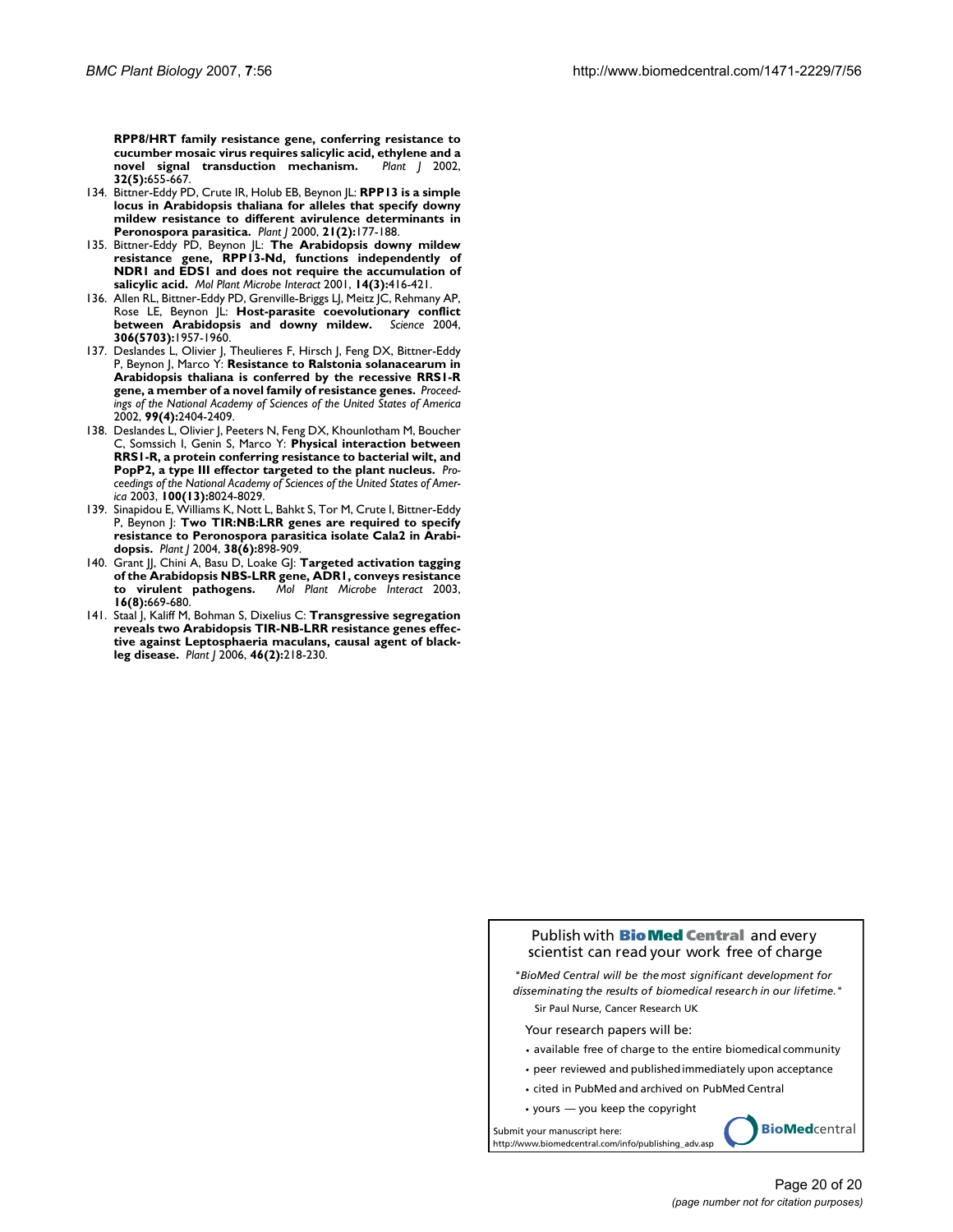RPP8/HRT family resistance gene, conferring resistance to cucumber mosaic virus requires salicylic acid, ethylene and a novel signal transduction mechanism. *Plant J* 2002, **32(5):**655-667.

134. Bittner-Eddy PD, Crute IR, Holub EB, Beynon JL: **RPP13 is a simple locus in Arabidopsis thaliana for alleles that specify downy mildew resistance to different avirulence determinants in Peronospora parasitica.** *Plant J* 2000, **21(2):**177-188.
135. Bittner-Eddy PD, Beynon JL: **The Arabidopsis downy mildew resistance gene, RPP13-Nd, functions independently of NDR1 and EDS1 and does not require the accumulation of salicylic acid.** *Mol Plant Microbe Interact* 2001, **14(3):**416-421.
136. Allen RL, Bittner-Eddy PD, Grenville-Briggs LJ, Meitz JC, Rehmany AP, Rose LE, Beynon JL: **Host-parasite coevolutionary conflict between Arabidopsis and downy mildew.** *Science* 2004, **306(5703):**1957-1960.
137. Deslandes L, Olivier J, Theulieres F, Hirsch J, Feng DX, Bittner-Eddy P, Beynon J, Marco Y: **Resistance to Ralstonia solanacearum in Arabidopsis thaliana is conferred by the recessive RRS1-R gene, a member of a novel family of resistance genes.** *Proceedings of the National Academy of Sciences of the United States of America* 2002, **99(4):**2404-2409.
138. Deslandes L, Olivier J, Peeters N, Feng DX, Khounlotham M, Boucher C, Somssich I, Genin S, Marco Y: **Physical interaction between RRS1-R, a protein conferring resistance to bacterial wilt, and PopP2, a type III effector targeted to the plant nucleus.** *Proceedings of the National Academy of Sciences of the United States of America* 2003, **100(13):**8024-8029.
139. Sinapidou E, Williams K, Nott L, Bahkt S, Tor M, Crute I, Bittner-Eddy P, Beynon J: **Two TIR:NB:LRR genes are required to specify resistance to Peronospora parasitica isolate Cala2 in Arabidopsis.** *Plant J* 2004, **38(6):**898-909.
140. Grant JJ, Chini A, Basu D, Loake GJ: **Targeted activation tagging of the Arabidopsis NBS-LRR gene, ADR1, conveys resistance to virulent pathogens.** *Mol Plant Microbe Interact* 2003, **16(8):**669-680.
141. Staal J, Kaliff M, Bohman S, Dixelius C: **Transgressive segregation reveals two Arabidopsis TIR-NB-LRR resistance genes effective against Leptosphaeria maculans, causal agent of blackleg disease.** *Plant J* 2006, **46(2):**218-230.

Publish with **BioMed Central** and every scientist can read your work free of charge

*"BioMed Central will be the most significant development for disseminating the results of biomedical research in our lifetime."*

Sir Paul Nurse, Cancer Research UK

Your research papers will be:

- available free of charge to the entire biomedical community
- peer reviewed and published immediately upon acceptance
- cited in PubMed and archived on PubMed Central
- yours — you keep the copyright

Submit your manuscript here:
http://www.biomedcentral.com/info/publishing_adv.asp

**BioMed**central